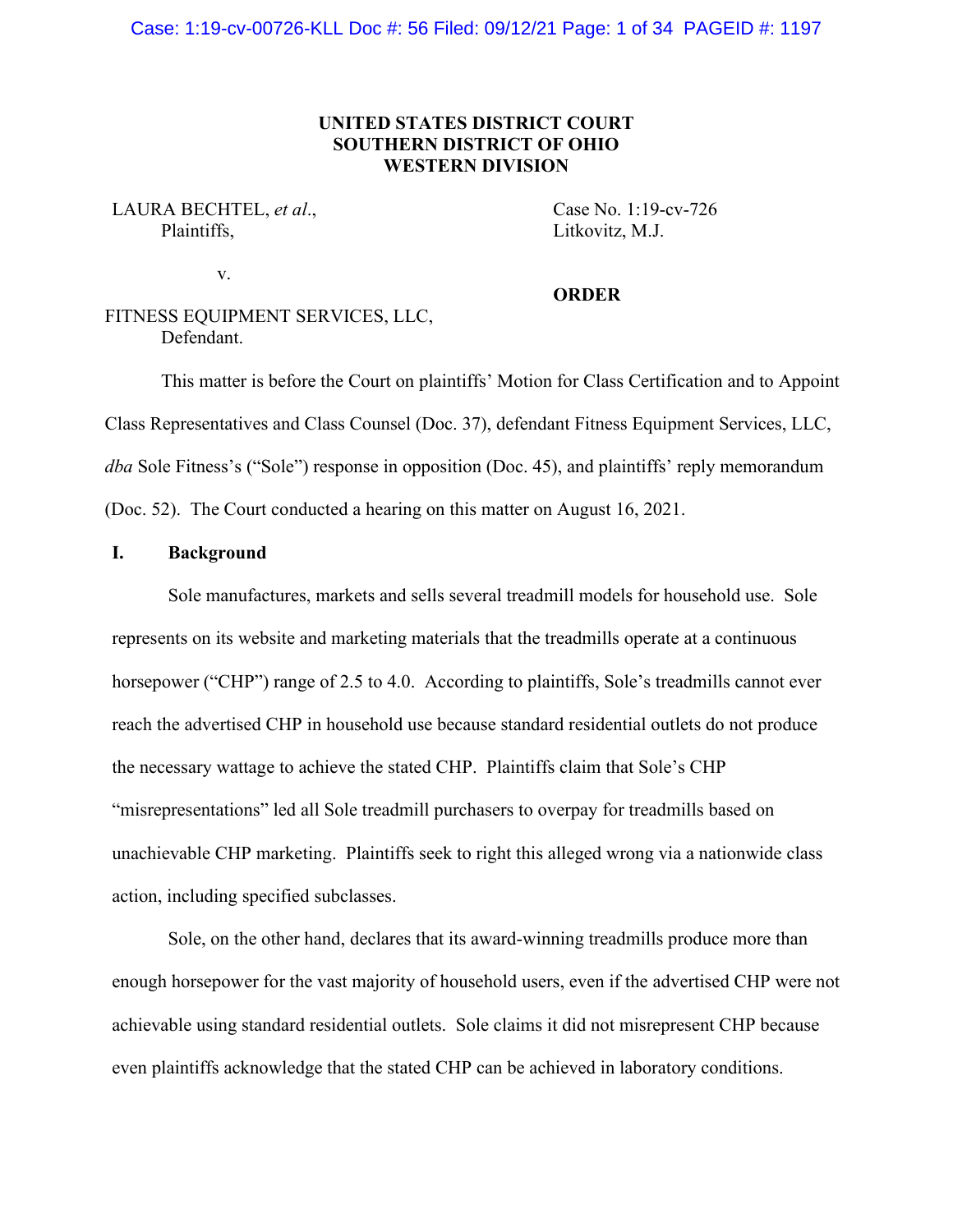**UNITED STATES DISTRICT COURT**
**SOUTHERN DISTRICT OF OHIO**
**WESTERN DIVISION**

LAURA BECHTEL, *et al*.,
Plaintiffs,

v.

FITNESS EQUIPMENT SERVICES, LLC,
Defendant.

Case No. 1:19-cv-726
Litkovitz, M.J.

**ORDER**

This matter is before the Court on plaintiffs' Motion for Class Certification and to Appoint Class Representatives and Class Counsel (Doc. 37), defendant Fitness Equipment Services, LLC, *dba* Sole Fitness's ("Sole") response in opposition (Doc. 45), and plaintiffs' reply memorandum (Doc. 52). The Court conducted a hearing on this matter on August 16, 2021.

## I. Background

Sole manufactures, markets and sells several treadmill models for household use. Sole represents on its website and marketing materials that the treadmills operate at a continuous horsepower ("CHP") range of 2.5 to 4.0. According to plaintiffs, Sole's treadmills cannot ever reach the advertised CHP in household use because standard residential outlets do not produce the necessary wattage to achieve the stated CHP. Plaintiffs claim that Sole's CHP "misrepresentations" led all Sole treadmill purchasers to overpay for treadmills based on unachievable CHP marketing. Plaintiffs seek to right this alleged wrong via a nationwide class action, including specified subclasses.

Sole, on the other hand, declares that its award-winning treadmills produce more than enough horsepower for the vast majority of household users, even if the advertised CHP were not achievable using standard residential outlets. Sole claims it did not misrepresent CHP because even plaintiffs acknowledge that the stated CHP can be achieved in laboratory conditions.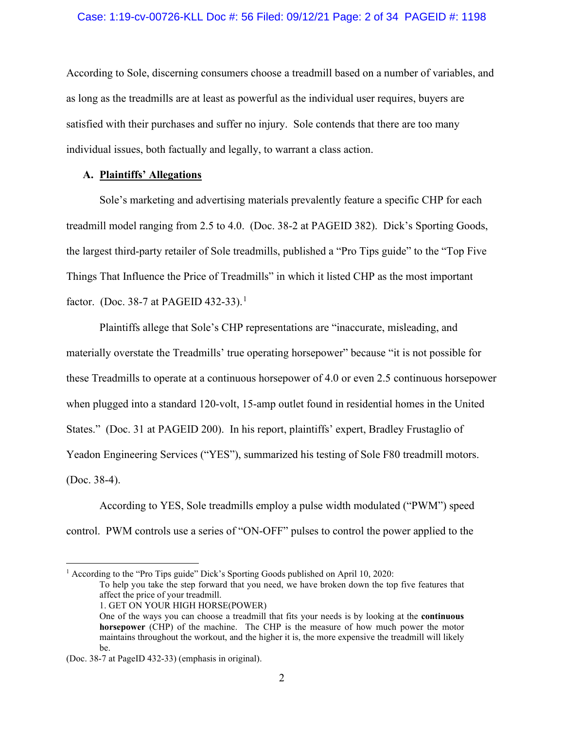According to Sole, discerning consumers choose a treadmill based on a number of variables, and as long as the treadmills are at least as powerful as the individual user requires, buyers are satisfied with their purchases and suffer no injury. Sole contends that there are too many individual issues, both factually and legally, to warrant a class action.

**A. Plaintiffs' Allegations**

Sole's marketing and advertising materials prevalently feature a specific CHP for each treadmill model ranging from 2.5 to 4.0. (Doc. 38-2 at PAGEID 382). Dick's Sporting Goods, the largest third-party retailer of Sole treadmills, published a "Pro Tips guide" to the "Top Five Things That Influence the Price of Treadmills" in which it listed CHP as the most important factor. (Doc. 38-7 at PAGEID 432-33).[1]

Plaintiffs allege that Sole's CHP representations are "inaccurate, misleading, and materially overstate the Treadmills' true operating horsepower" because "it is not possible for these Treadmills to operate at a continuous horsepower of 4.0 or even 2.5 continuous horsepower when plugged into a standard 120-volt, 15-amp outlet found in residential homes in the United States." (Doc. 31 at PAGEID 200). In his report, plaintiffs' expert, Bradley Frustaglio of Yeadon Engineering Services ("YES"), summarized his testing of Sole F80 treadmill motors. (Doc. 38-4).

According to YES, Sole treadmills employ a pulse width modulated ("PWM") speed control. PWM controls use a series of "ON-OFF" pulses to control the power applied to the

---

[1] According to the "Pro Tips guide" Dick's Sporting Goods published on April 10, 2020:

> To help you take the step forward that you need, we have broken down the top five features that affect the price of your treadmill.
>
> 1. GET ON YOUR HIGH HORSE(POWER)
>
> One of the ways you can choose a treadmill that fits your needs is by looking at the **continuous horsepower** (CHP) of the machine. The CHP is the measure of how much power the motor maintains throughout the workout, and the higher it is, the more expensive the treadmill will likely be.

(Doc. 38-7 at PageID 432-33) (emphasis in original).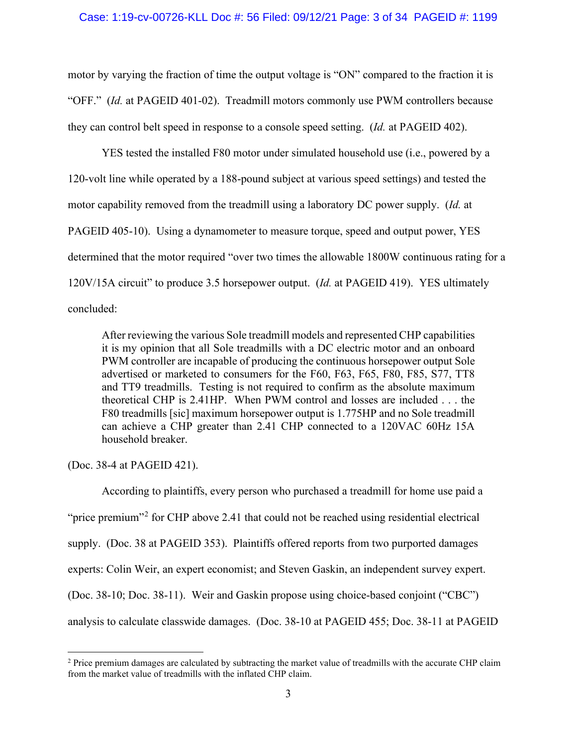motor by varying the fraction of time the output voltage is "ON" compared to the fraction it is "OFF." (*Id.* at PAGEID 401-02). Treadmill motors commonly use PWM controllers because they can control belt speed in response to a console speed setting. (*Id.* at PAGEID 402).

YES tested the installed F80 motor under simulated household use (i.e., powered by a 120-volt line while operated by a 188-pound subject at various speed settings) and tested the motor capability removed from the treadmill using a laboratory DC power supply. (*Id.* at PAGEID 405-10). Using a dynamometer to measure torque, speed and output power, YES determined that the motor required "over two times the allowable 1800W continuous rating for a 120V/15A circuit" to produce 3.5 horsepower output. (*Id.* at PAGEID 419). YES ultimately concluded:

> After reviewing the various Sole treadmill models and represented CHP capabilities it is my opinion that all Sole treadmills with a DC electric motor and an onboard PWM controller are incapable of producing the continuous horsepower output Sole advertised or marketed to consumers for the F60, F63, F65, F80, F85, S77, TT8 and TT9 treadmills. Testing is not required to confirm as the absolute maximum theoretical CHP is 2.41HP. When PWM control and losses are included . . . the F80 treadmills [sic] maximum horsepower output is 1.775HP and no Sole treadmill can achieve a CHP greater than 2.41 CHP connected to a 120VAC 60Hz 15A household breaker.

(Doc. 38-4 at PAGEID 421).

According to plaintiffs, every person who purchased a treadmill for home use paid a "price premium"[2] for CHP above 2.41 that could not be reached using residential electrical supply. (Doc. 38 at PAGEID 353). Plaintiffs offered reports from two purported damages experts: Colin Weir, an expert economist; and Steven Gaskin, an independent survey expert. (Doc. 38-10; Doc. 38-11). Weir and Gaskin propose using choice-based conjoint ("CBC") analysis to calculate classwide damages. (Doc. 38-10 at PAGEID 455; Doc. 38-11 at PAGEID

---

[2] Price premium damages are calculated by subtracting the market value of treadmills with the accurate CHP claim from the market value of treadmills with the inflated CHP claim.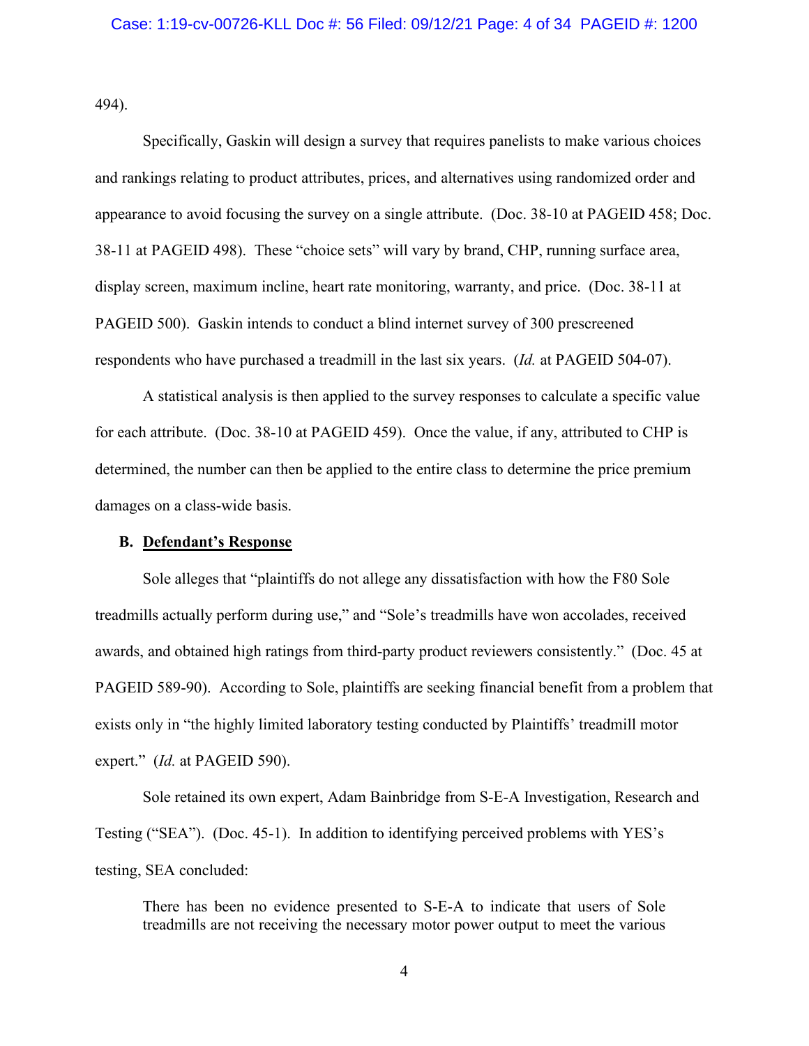494).

Specifically, Gaskin will design a survey that requires panelists to make various choices and rankings relating to product attributes, prices, and alternatives using randomized order and appearance to avoid focusing the survey on a single attribute. (Doc. 38-10 at PAGEID 458; Doc. 38-11 at PAGEID 498). These "choice sets" will vary by brand, CHP, running surface area, display screen, maximum incline, heart rate monitoring, warranty, and price. (Doc. 38-11 at PAGEID 500). Gaskin intends to conduct a blind internet survey of 300 prescreened respondents who have purchased a treadmill in the last six years. (*Id.* at PAGEID 504-07).

A statistical analysis is then applied to the survey responses to calculate a specific value for each attribute. (Doc. 38-10 at PAGEID 459). Once the value, if any, attributed to CHP is determined, the number can then be applied to the entire class to determine the price premium damages on a class-wide basis.

### B. <u>Defendant's Response</u>

Sole alleges that "plaintiffs do not allege any dissatisfaction with how the F80 Sole treadmills actually perform during use," and "Sole's treadmills have won accolades, received awards, and obtained high ratings from third-party product reviewers consistently." (Doc. 45 at PAGEID 589-90). According to Sole, plaintiffs are seeking financial benefit from a problem that exists only in "the highly limited laboratory testing conducted by Plaintiffs' treadmill motor expert." (*Id.* at PAGEID 590).

Sole retained its own expert, Adam Bainbridge from S-E-A Investigation, Research and Testing ("SEA"). (Doc. 45-1). In addition to identifying perceived problems with YES's testing, SEA concluded:

> There has been no evidence presented to S-E-A to indicate that users of Sole treadmills are not receiving the necessary motor power output to meet the various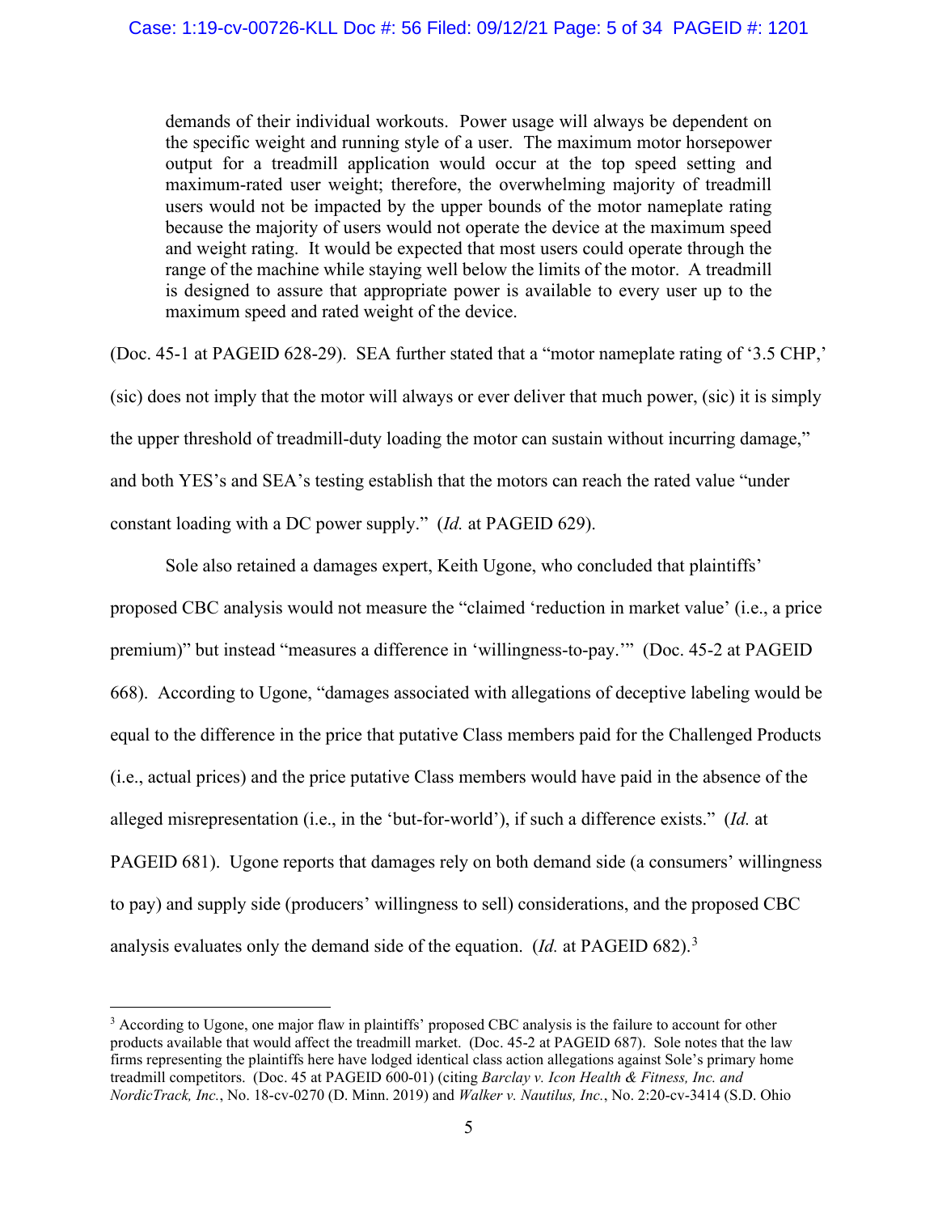> demands of their individual workouts. Power usage will always be dependent on the specific weight and running style of a user. The maximum motor horsepower output for a treadmill application would occur at the top speed setting and maximum-rated user weight; therefore, the overwhelming majority of treadmill users would not be impacted by the upper bounds of the motor nameplate rating because the majority of users would not operate the device at the maximum speed and weight rating. It would be expected that most users could operate through the range of the machine while staying well below the limits of the motor. A treadmill is designed to assure that appropriate power is available to every user up to the maximum speed and rated weight of the device.

(Doc. 45-1 at PAGEID 628-29). SEA further stated that a "motor nameplate rating of '3.5 CHP,' (sic) does not imply that the motor will always or ever deliver that much power, (sic) it is simply the upper threshold of treadmill-duty loading the motor can sustain without incurring damage," and both YES's and SEA's testing establish that the motors can reach the rated value "under constant loading with a DC power supply." (*Id.* at PAGEID 629).

Sole also retained a damages expert, Keith Ugone, who concluded that plaintiffs' proposed CBC analysis would not measure the "claimed 'reduction in market value' (i.e., a price premium)" but instead "measures a difference in 'willingness-to-pay.'" (Doc. 45-2 at PAGEID 668). According to Ugone, "damages associated with allegations of deceptive labeling would be equal to the difference in the price that putative Class members paid for the Challenged Products (i.e., actual prices) and the price putative Class members would have paid in the absence of the alleged misrepresentation (i.e., in the 'but-for-world'), if such a difference exists." (*Id.* at PAGEID 681). Ugone reports that damages rely on both demand side (a consumers' willingness to pay) and supply side (producers' willingness to sell) considerations, and the proposed CBC analysis evaluates only the demand side of the equation. (*Id.* at PAGEID 682).[3]

---

[3] According to Ugone, one major flaw in plaintiffs' proposed CBC analysis is the failure to account for other products available that would affect the treadmill market. (Doc. 45-2 at PAGEID 687). Sole notes that the law firms representing the plaintiffs here have lodged identical class action allegations against Sole's primary home treadmill competitors. (Doc. 45 at PAGEID 600-01) (citing *Barclay v. Icon Health & Fitness, Inc. and NordicTrack, Inc.*, No. 18-cv-0270 (D. Minn. 2019) and *Walker v. Nautilus, Inc.*, No. 2:20-cv-3414 (S.D. Ohio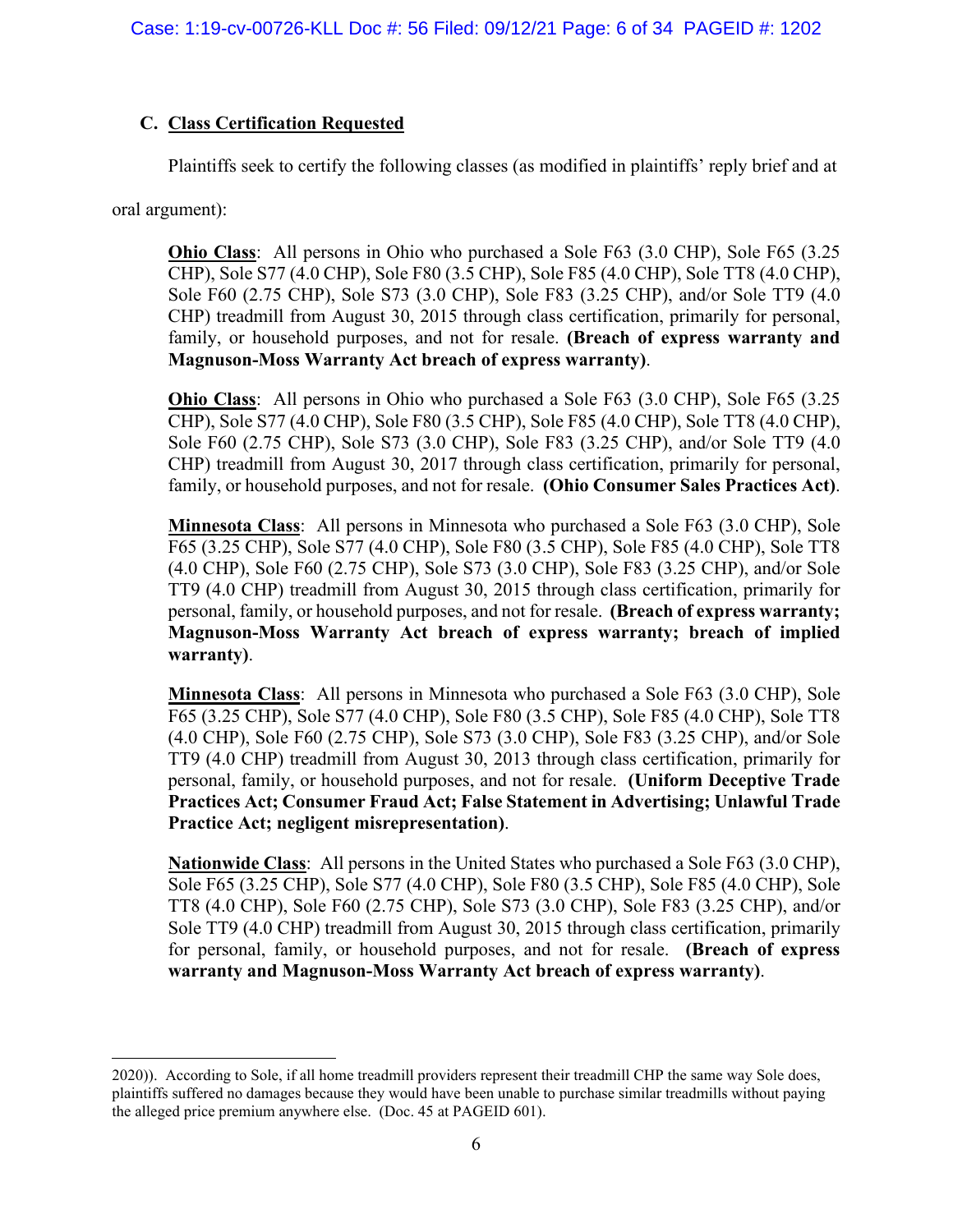### C. Class Certification Requested

Plaintiffs seek to certify the following classes (as modified in plaintiffs' reply brief and at oral argument):

> **Ohio Class**: All persons in Ohio who purchased a Sole F63 (3.0 CHP), Sole F65 (3.25 CHP), Sole S77 (4.0 CHP), Sole F80 (3.5 CHP), Sole F85 (4.0 CHP), Sole TT8 (4.0 CHP), Sole F60 (2.75 CHP), Sole S73 (3.0 CHP), Sole F83 (3.25 CHP), and/or Sole TT9 (4.0 CHP) treadmill from August 30, 2015 through class certification, primarily for personal, family, or household purposes, and not for resale. **(Breach of express warranty and Magnuson-Moss Warranty Act breach of express warranty)**.
>
> **Ohio Class**: All persons in Ohio who purchased a Sole F63 (3.0 CHP), Sole F65 (3.25 CHP), Sole S77 (4.0 CHP), Sole F80 (3.5 CHP), Sole F85 (4.0 CHP), Sole TT8 (4.0 CHP), Sole F60 (2.75 CHP), Sole S73 (3.0 CHP), Sole F83 (3.25 CHP), and/or Sole TT9 (4.0 CHP) treadmill from August 30, 2017 through class certification, primarily for personal, family, or household purposes, and not for resale. **(Ohio Consumer Sales Practices Act)**.
>
> **Minnesota Class**: All persons in Minnesota who purchased a Sole F63 (3.0 CHP), Sole F65 (3.25 CHP), Sole S77 (4.0 CHP), Sole F80 (3.5 CHP), Sole F85 (4.0 CHP), Sole TT8 (4.0 CHP), Sole F60 (2.75 CHP), Sole S73 (3.0 CHP), Sole F83 (3.25 CHP), and/or Sole TT9 (4.0 CHP) treadmill from August 30, 2015 through class certification, primarily for personal, family, or household purposes, and not for resale. **(Breach of express warranty; Magnuson-Moss Warranty Act breach of express warranty; breach of implied warranty)**.
>
> **Minnesota Class**: All persons in Minnesota who purchased a Sole F63 (3.0 CHP), Sole F65 (3.25 CHP), Sole S77 (4.0 CHP), Sole F80 (3.5 CHP), Sole F85 (4.0 CHP), Sole TT8 (4.0 CHP), Sole F60 (2.75 CHP), Sole S73 (3.0 CHP), Sole F83 (3.25 CHP), and/or Sole TT9 (4.0 CHP) treadmill from August 30, 2013 through class certification, primarily for personal, family, or household purposes, and not for resale. **(Uniform Deceptive Trade Practices Act; Consumer Fraud Act; False Statement in Advertising; Unlawful Trade Practice Act; negligent misrepresentation)**.
>
> **Nationwide Class**: All persons in the United States who purchased a Sole F63 (3.0 CHP), Sole F65 (3.25 CHP), Sole S77 (4.0 CHP), Sole F80 (3.5 CHP), Sole F85 (4.0 CHP), Sole TT8 (4.0 CHP), Sole F60 (2.75 CHP), Sole S73 (3.0 CHP), Sole F83 (3.25 CHP), and/or Sole TT9 (4.0 CHP) treadmill from August 30, 2015 through class certification, primarily for personal, family, or household purposes, and not for resale. **(Breach of express warranty and Magnuson-Moss Warranty Act breach of express warranty)**.

---

2020)). According to Sole, if all home treadmill providers represent their treadmill CHP the same way Sole does, plaintiffs suffered no damages because they would have been unable to purchase similar treadmills without paying the alleged price premium anywhere else. (Doc. 45 at PAGEID 601).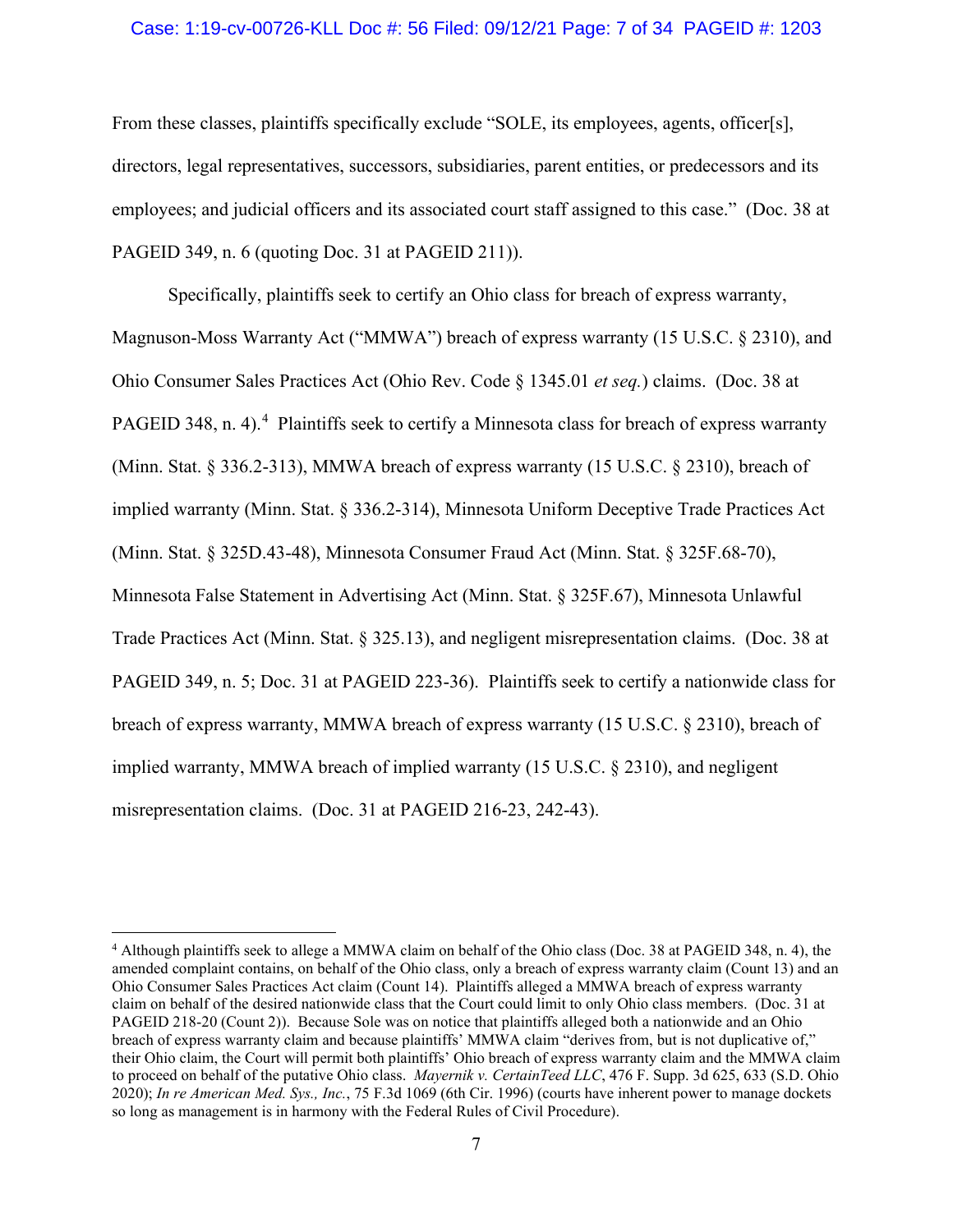From these classes, plaintiffs specifically exclude "SOLE, its employees, agents, officer[s], directors, legal representatives, successors, subsidiaries, parent entities, or predecessors and its employees; and judicial officers and its associated court staff assigned to this case." (Doc. 38 at PAGEID 349, n. 6 (quoting Doc. 31 at PAGEID 211)).

Specifically, plaintiffs seek to certify an Ohio class for breach of express warranty, Magnuson-Moss Warranty Act ("MMWA") breach of express warranty (15 U.S.C. § 2310), and Ohio Consumer Sales Practices Act (Ohio Rev. Code § 1345.01 *et seq.*) claims. (Doc. 38 at PAGEID 348, n. 4).[4] Plaintiffs seek to certify a Minnesota class for breach of express warranty (Minn. Stat. § 336.2-313), MMWA breach of express warranty (15 U.S.C. § 2310), breach of implied warranty (Minn. Stat. § 336.2-314), Minnesota Uniform Deceptive Trade Practices Act (Minn. Stat. § 325D.43-48), Minnesota Consumer Fraud Act (Minn. Stat. § 325F.68-70), Minnesota False Statement in Advertising Act (Minn. Stat. § 325F.67), Minnesota Unlawful Trade Practices Act (Minn. Stat. § 325.13), and negligent misrepresentation claims. (Doc. 38 at PAGEID 349, n. 5; Doc. 31 at PAGEID 223-36). Plaintiffs seek to certify a nationwide class for breach of express warranty, MMWA breach of express warranty (15 U.S.C. § 2310), breach of implied warranty, MMWA breach of implied warranty (15 U.S.C. § 2310), and negligent misrepresentation claims. (Doc. 31 at PAGEID 216-23, 242-43).

---

[4] Although plaintiffs seek to allege a MMWA claim on behalf of the Ohio class (Doc. 38 at PAGEID 348, n. 4), the amended complaint contains, on behalf of the Ohio class, only a breach of express warranty claim (Count 13) and an Ohio Consumer Sales Practices Act claim (Count 14). Plaintiffs alleged a MMWA breach of express warranty claim on behalf of the desired nationwide class that the Court could limit to only Ohio class members. (Doc. 31 at PAGEID 218-20 (Count 2)). Because Sole was on notice that plaintiffs alleged both a nationwide and an Ohio breach of express warranty claim and because plaintiffs' MMWA claim "derives from, but is not duplicative of," their Ohio claim, the Court will permit both plaintiffs' Ohio breach of express warranty claim and the MMWA claim to proceed on behalf of the putative Ohio class. *Mayernik v. CertainTeed LLC*, 476 F. Supp. 3d 625, 633 (S.D. Ohio 2020); *In re American Med. Sys., Inc.*, 75 F.3d 1069 (6th Cir. 1996) (courts have inherent power to manage dockets so long as management is in harmony with the Federal Rules of Civil Procedure).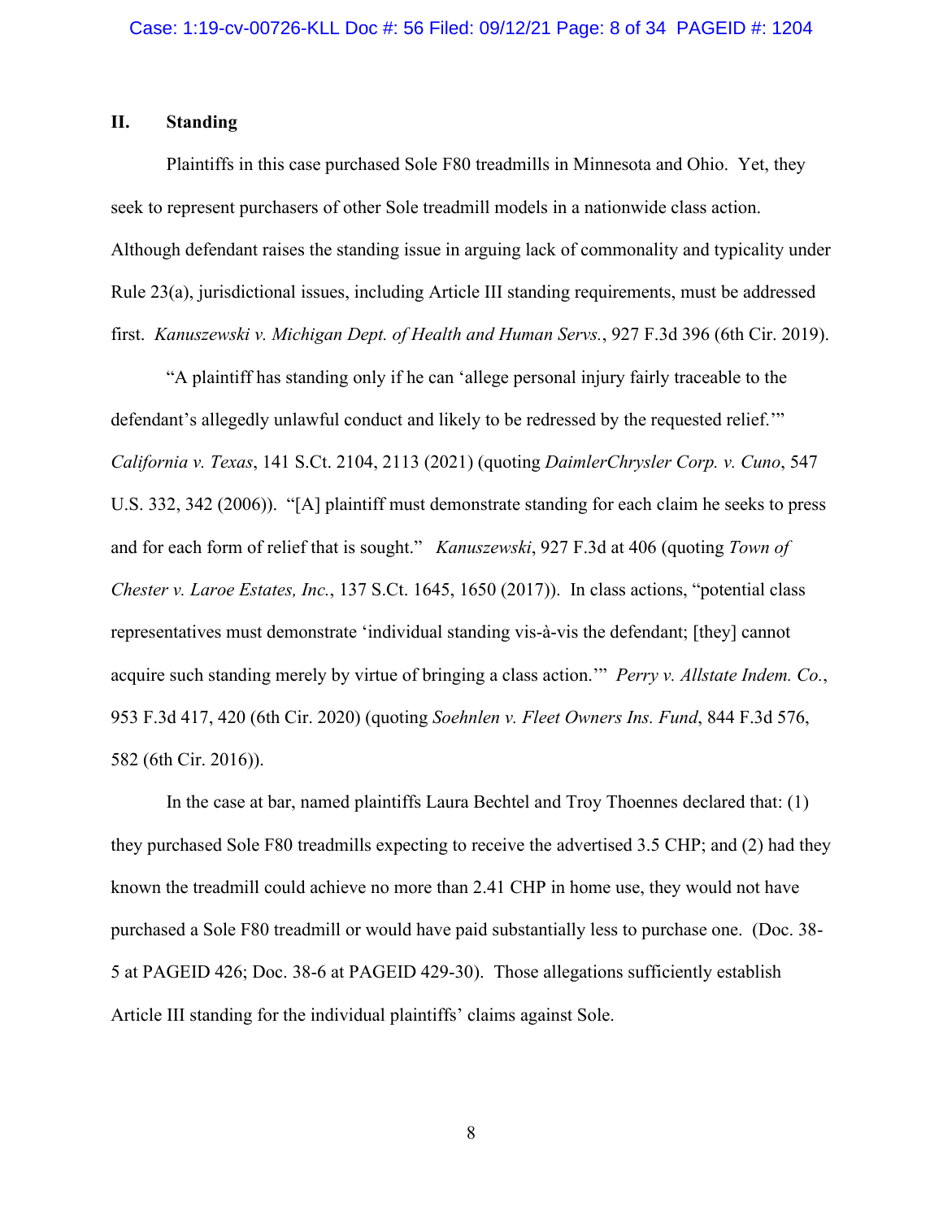## II. Standing

Plaintiffs in this case purchased Sole F80 treadmills in Minnesota and Ohio. Yet, they seek to represent purchasers of other Sole treadmill models in a nationwide class action. Although defendant raises the standing issue in arguing lack of commonality and typicality under Rule 23(a), jurisdictional issues, including Article III standing requirements, must be addressed first. *Kanuszewski v. Michigan Dept. of Health and Human Servs.*, 927 F.3d 396 (6th Cir. 2019).

"A plaintiff has standing only if he can 'allege personal injury fairly traceable to the defendant's allegedly unlawful conduct and likely to be redressed by the requested relief.'" *California v. Texas*, 141 S.Ct. 2104, 2113 (2021) (quoting *DaimlerChrysler Corp. v. Cuno*, 547 U.S. 332, 342 (2006)). "[A] plaintiff must demonstrate standing for each claim he seeks to press and for each form of relief that is sought." *Kanuszewski*, 927 F.3d at 406 (quoting *Town of Chester v. Laroe Estates, Inc.*, 137 S.Ct. 1645, 1650 (2017)). In class actions, "potential class representatives must demonstrate 'individual standing vis-à-vis the defendant; [they] cannot acquire such standing merely by virtue of bringing a class action.'" *Perry v. Allstate Indem. Co.*, 953 F.3d 417, 420 (6th Cir. 2020) (quoting *Soehnlen v. Fleet Owners Ins. Fund*, 844 F.3d 576, 582 (6th Cir. 2016)).

In the case at bar, named plaintiffs Laura Bechtel and Troy Thoennes declared that: (1) they purchased Sole F80 treadmills expecting to receive the advertised 3.5 CHP; and (2) had they known the treadmill could achieve no more than 2.41 CHP in home use, they would not have purchased a Sole F80 treadmill or would have paid substantially less to purchase one. (Doc. 38-5 at PAGEID 426; Doc. 38-6 at PAGEID 429-30). Those allegations sufficiently establish Article III standing for the individual plaintiffs' claims against Sole.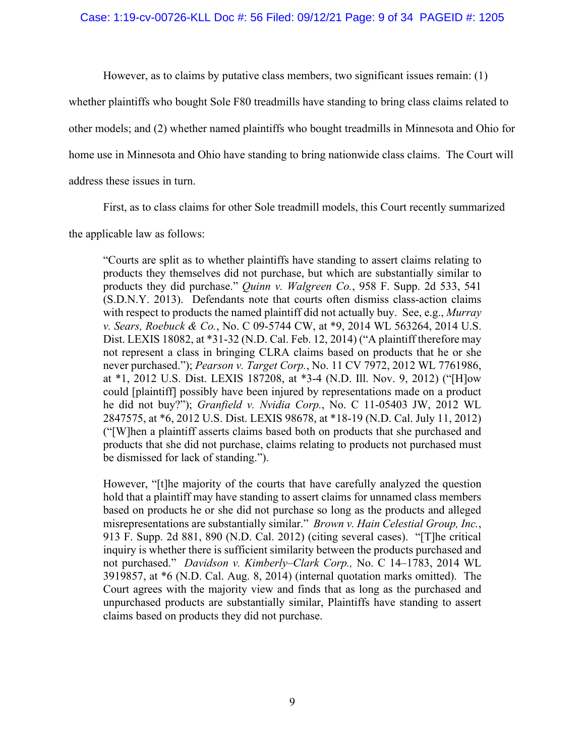However, as to claims by putative class members, two significant issues remain: (1) whether plaintiffs who bought Sole F80 treadmills have standing to bring class claims related to other models; and (2) whether named plaintiffs who bought treadmills in Minnesota and Ohio for home use in Minnesota and Ohio have standing to bring nationwide class claims. The Court will address these issues in turn.

First, as to class claims for other Sole treadmill models, this Court recently summarized the applicable law as follows:

> "Courts are split as to whether plaintiffs have standing to assert claims relating to products they themselves did not purchase, but which are substantially similar to products they did purchase." *Quinn v. Walgreen Co.*, 958 F. Supp. 2d 533, 541 (S.D.N.Y. 2013). Defendants note that courts often dismiss class-action claims with respect to products the named plaintiff did not actually buy. See, e.g., *Murray v. Sears, Roebuck & Co.*, No. C 09-5744 CW, at *9, 2014 WL 563264, 2014 U.S. Dist. LEXIS 18082, at *31-32 (N.D. Cal. Feb. 12, 2014) ("A plaintiff therefore may not represent a class in bringing CLRA claims based on products that he or she never purchased."); *Pearson v. Target Corp.*, No. 11 CV 7972, 2012 WL 7761986, at *1, 2012 U.S. Dist. LEXIS 187208, at *3-4 (N.D. Ill. Nov. 9, 2012) ("[H]ow could [plaintiff] possibly have been injured by representations made on a product he did not buy?"); *Granfield v. Nvidia Corp.*, No. C 11-05403 JW, 2012 WL 2847575, at *6, 2012 U.S. Dist. LEXIS 98678, at *18-19 (N.D. Cal. July 11, 2012) ("[W]hen a plaintiff asserts claims based both on products that she purchased and products that she did not purchase, claims relating to products not purchased must be dismissed for lack of standing.").
>
> However, "[t]he majority of the courts that have carefully analyzed the question hold that a plaintiff may have standing to assert claims for unnamed class members based on products he or she did not purchase so long as the products and alleged misrepresentations are substantially similar." *Brown v. Hain Celestial Group, Inc.*, 913 F. Supp. 2d 881, 890 (N.D. Cal. 2012) (citing several cases). "[T]he critical inquiry is whether there is sufficient similarity between the products purchased and not purchased." *Davidson v. Kimberly–Clark Corp.,* No. C 14–1783, 2014 WL 3919857, at *6 (N.D. Cal. Aug. 8, 2014) (internal quotation marks omitted). The Court agrees with the majority view and finds that as long as the purchased and unpurchased products are substantially similar, Plaintiffs have standing to assert claims based on products they did not purchase.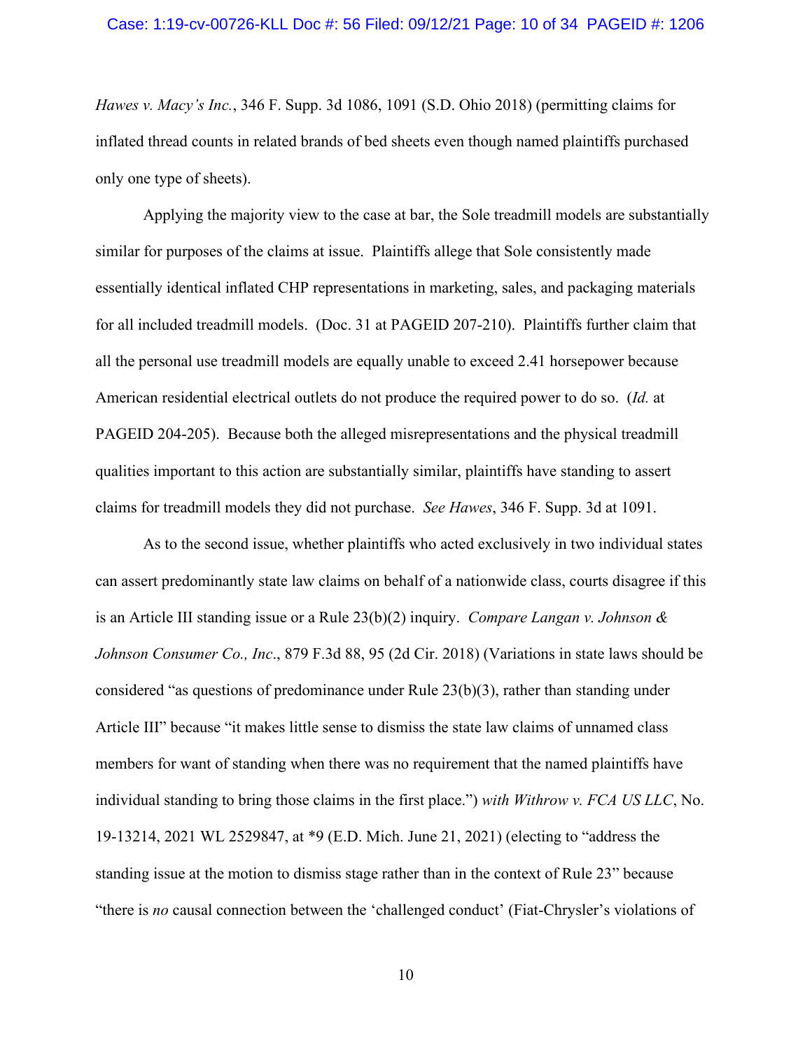*Hawes v. Macy's Inc.*, 346 F. Supp. 3d 1086, 1091 (S.D. Ohio 2018) (permitting claims for inflated thread counts in related brands of bed sheets even though named plaintiffs purchased only one type of sheets).

Applying the majority view to the case at bar, the Sole treadmill models are substantially similar for purposes of the claims at issue. Plaintiffs allege that Sole consistently made essentially identical inflated CHP representations in marketing, sales, and packaging materials for all included treadmill models. (Doc. 31 at PAGEID 207-210). Plaintiffs further claim that all the personal use treadmill models are equally unable to exceed 2.41 horsepower because American residential electrical outlets do not produce the required power to do so. (*Id.* at PAGEID 204-205). Because both the alleged misrepresentations and the physical treadmill qualities important to this action are substantially similar, plaintiffs have standing to assert claims for treadmill models they did not purchase. *See Hawes*, 346 F. Supp. 3d at 1091.

As to the second issue, whether plaintiffs who acted exclusively in two individual states can assert predominantly state law claims on behalf of a nationwide class, courts disagree if this is an Article III standing issue or a Rule 23(b)(2) inquiry. *Compare Langan v. Johnson & Johnson Consumer Co., Inc*., 879 F.3d 88, 95 (2d Cir. 2018) (Variations in state laws should be considered "as questions of predominance under Rule 23(b)(3), rather than standing under Article III" because "it makes little sense to dismiss the state law claims of unnamed class members for want of standing when there was no requirement that the named plaintiffs have individual standing to bring those claims in the first place.") *with Withrow v. FCA US LLC*, No. 19-13214, 2021 WL 2529847, at *9 (E.D. Mich. June 21, 2021) (electing to "address the standing issue at the motion to dismiss stage rather than in the context of Rule 23" because "there is *no* causal connection between the 'challenged conduct' (Fiat-Chrysler's violations of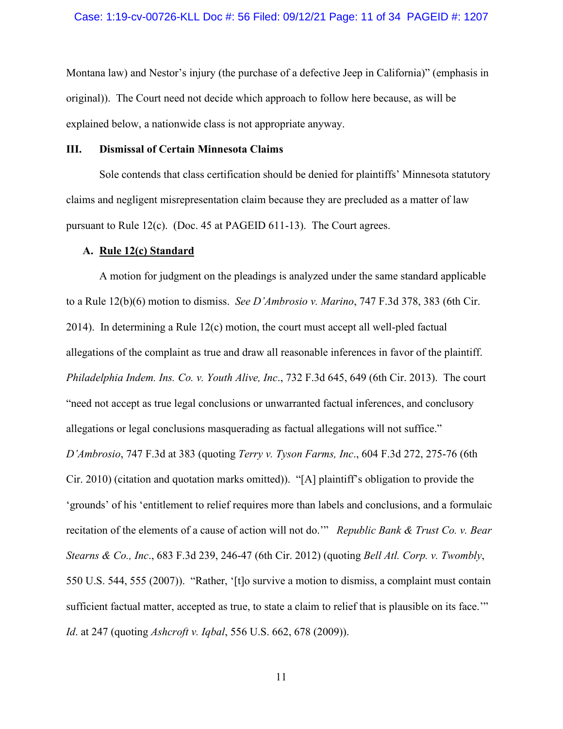Montana law) and Nestor's injury (the purchase of a defective Jeep in California)" (emphasis in original)). The Court need not decide which approach to follow here because, as will be explained below, a nationwide class is not appropriate anyway.

## III. Dismissal of Certain Minnesota Claims

Sole contends that class certification should be denied for plaintiffs' Minnesota statutory claims and negligent misrepresentation claim because they are precluded as a matter of law pursuant to Rule 12(c). (Doc. 45 at PAGEID 611-13). The Court agrees.

### A. **Rule 12(c) Standard**

A motion for judgment on the pleadings is analyzed under the same standard applicable to a Rule 12(b)(6) motion to dismiss. *See D'Ambrosio v. Marino*, 747 F.3d 378, 383 (6th Cir. 2014). In determining a Rule 12(c) motion, the court must accept all well-pled factual allegations of the complaint as true and draw all reasonable inferences in favor of the plaintiff. *Philadelphia Indem. Ins. Co. v. Youth Alive, Inc*., 732 F.3d 645, 649 (6th Cir. 2013). The court "need not accept as true legal conclusions or unwarranted factual inferences, and conclusory allegations or legal conclusions masquerading as factual allegations will not suffice." *D'Ambrosio*, 747 F.3d at 383 (quoting *Terry v. Tyson Farms, Inc*., 604 F.3d 272, 275-76 (6th Cir. 2010) (citation and quotation marks omitted)). "[A] plaintiff's obligation to provide the 'grounds' of his 'entitlement to relief requires more than labels and conclusions, and a formulaic recitation of the elements of a cause of action will not do.'" *Republic Bank & Trust Co. v. Bear Stearns & Co., Inc*., 683 F.3d 239, 246-47 (6th Cir. 2012) (quoting *Bell Atl. Corp. v. Twombly*, 550 U.S. 544, 555 (2007)). "Rather, '[t]o survive a motion to dismiss, a complaint must contain sufficient factual matter, accepted as true, to state a claim to relief that is plausible on its face.'" *Id*. at 247 (quoting *Ashcroft v. Iqbal*, 556 U.S. 662, 678 (2009)).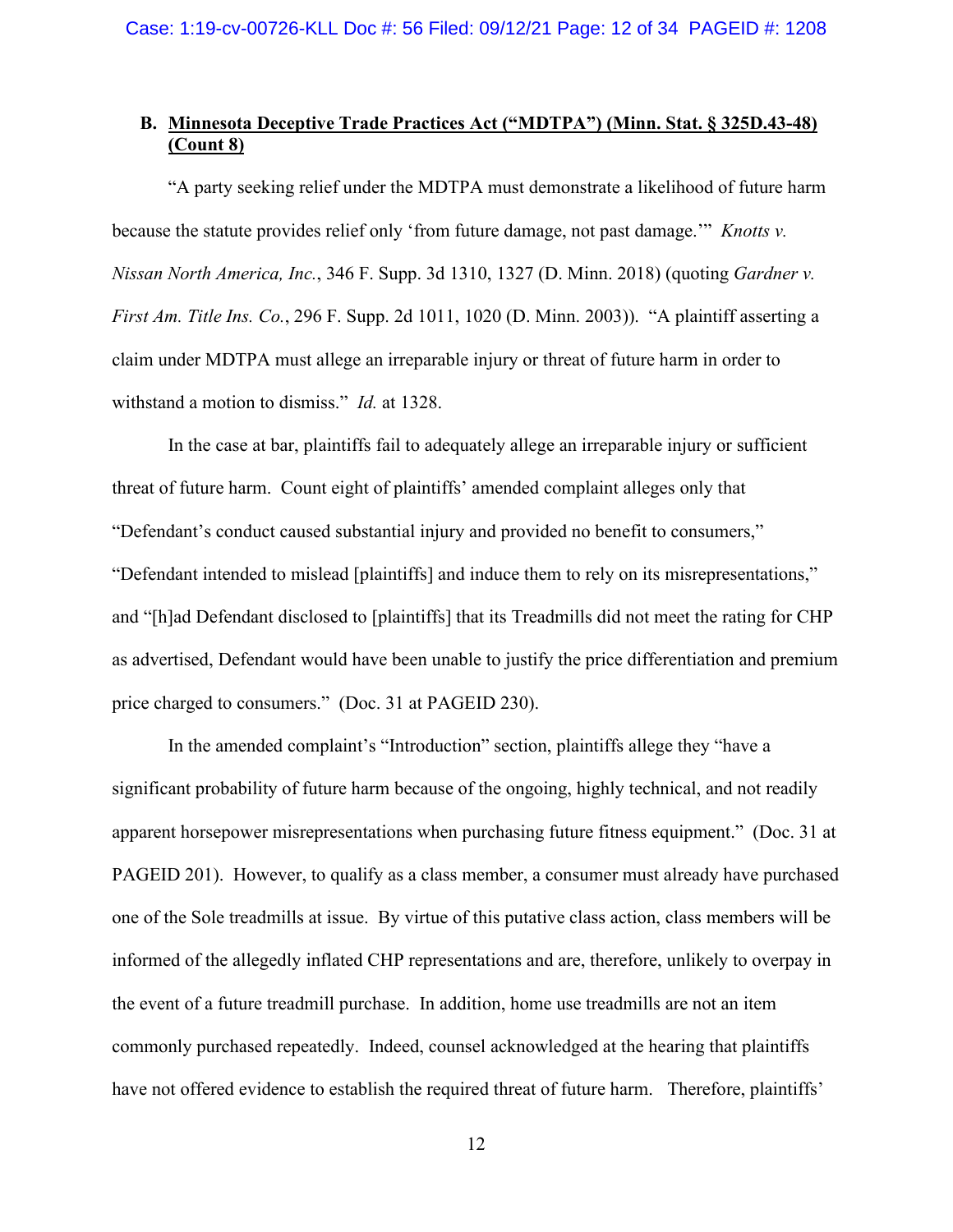### B. <u>Minnesota Deceptive Trade Practices Act ("MDTPA") (Minn. Stat. § 325D.43-48) (Count 8)</u>

"A party seeking relief under the MDTPA must demonstrate a likelihood of future harm because the statute provides relief only 'from future damage, not past damage.'" *Knotts v. Nissan North America, Inc.*, 346 F. Supp. 3d 1310, 1327 (D. Minn. 2018) (quoting *Gardner v. First Am. Title Ins. Co.*, 296 F. Supp. 2d 1011, 1020 (D. Minn. 2003)). "A plaintiff asserting a claim under MDTPA must allege an irreparable injury or threat of future harm in order to withstand a motion to dismiss." *Id.* at 1328.

In the case at bar, plaintiffs fail to adequately allege an irreparable injury or sufficient threat of future harm. Count eight of plaintiffs' amended complaint alleges only that "Defendant's conduct caused substantial injury and provided no benefit to consumers," "Defendant intended to mislead [plaintiffs] and induce them to rely on its misrepresentations," and "[h]ad Defendant disclosed to [plaintiffs] that its Treadmills did not meet the rating for CHP as advertised, Defendant would have been unable to justify the price differentiation and premium price charged to consumers." (Doc. 31 at PAGEID 230).

In the amended complaint's "Introduction" section, plaintiffs allege they "have a significant probability of future harm because of the ongoing, highly technical, and not readily apparent horsepower misrepresentations when purchasing future fitness equipment." (Doc. 31 at PAGEID 201). However, to qualify as a class member, a consumer must already have purchased one of the Sole treadmills at issue. By virtue of this putative class action, class members will be informed of the allegedly inflated CHP representations and are, therefore, unlikely to overpay in the event of a future treadmill purchase. In addition, home use treadmills are not an item commonly purchased repeatedly. Indeed, counsel acknowledged at the hearing that plaintiffs have not offered evidence to establish the required threat of future harm. Therefore, plaintiffs'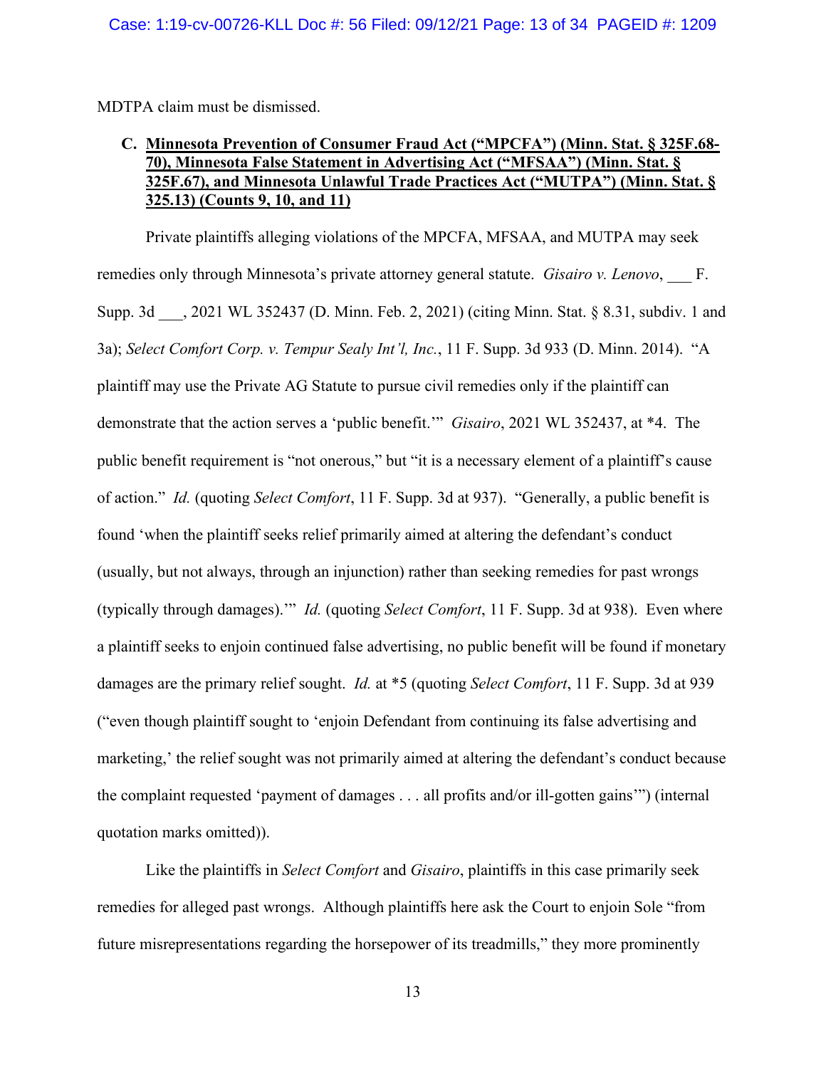MDTPA claim must be dismissed.

### C. Minnesota Prevention of Consumer Fraud Act ("MPCFA") (Minn. Stat. § 325F.68-70), Minnesota False Statement in Advertising Act ("MFSAA") (Minn. Stat. § 325F.67), and Minnesota Unlawful Trade Practices Act ("MUTPA") (Minn. Stat. § 325.13) (Counts 9, 10, and 11)

Private plaintiffs alleging violations of the MPCFA, MFSAA, and MUTPA may seek remedies only through Minnesota's private attorney general statute. *Gisairo v. Lenovo*, ___ F. Supp. 3d ___, 2021 WL 352437 (D. Minn. Feb. 2, 2021) (citing Minn. Stat. § 8.31, subdiv. 1 and 3a); *Select Comfort Corp. v. Tempur Sealy Int'l, Inc.*, 11 F. Supp. 3d 933 (D. Minn. 2014). "A plaintiff may use the Private AG Statute to pursue civil remedies only if the plaintiff can demonstrate that the action serves a 'public benefit.'" *Gisairo*, 2021 WL 352437, at *4. The public benefit requirement is "not onerous," but "it is a necessary element of a plaintiff's cause of action." *Id.* (quoting *Select Comfort*, 11 F. Supp. 3d at 937). "Generally, a public benefit is found 'when the plaintiff seeks relief primarily aimed at altering the defendant's conduct (usually, but not always, through an injunction) rather than seeking remedies for past wrongs (typically through damages).'" *Id.* (quoting *Select Comfort*, 11 F. Supp. 3d at 938). Even where a plaintiff seeks to enjoin continued false advertising, no public benefit will be found if monetary damages are the primary relief sought. *Id.* at *5 (quoting *Select Comfort*, 11 F. Supp. 3d at 939 ("even though plaintiff sought to 'enjoin Defendant from continuing its false advertising and marketing,' the relief sought was not primarily aimed at altering the defendant's conduct because the complaint requested 'payment of damages . . . all profits and/or ill-gotten gains'") (internal quotation marks omitted)).

Like the plaintiffs in *Select Comfort* and *Gisairo*, plaintiffs in this case primarily seek remedies for alleged past wrongs. Although plaintiffs here ask the Court to enjoin Sole "from future misrepresentations regarding the horsepower of its treadmills," they more prominently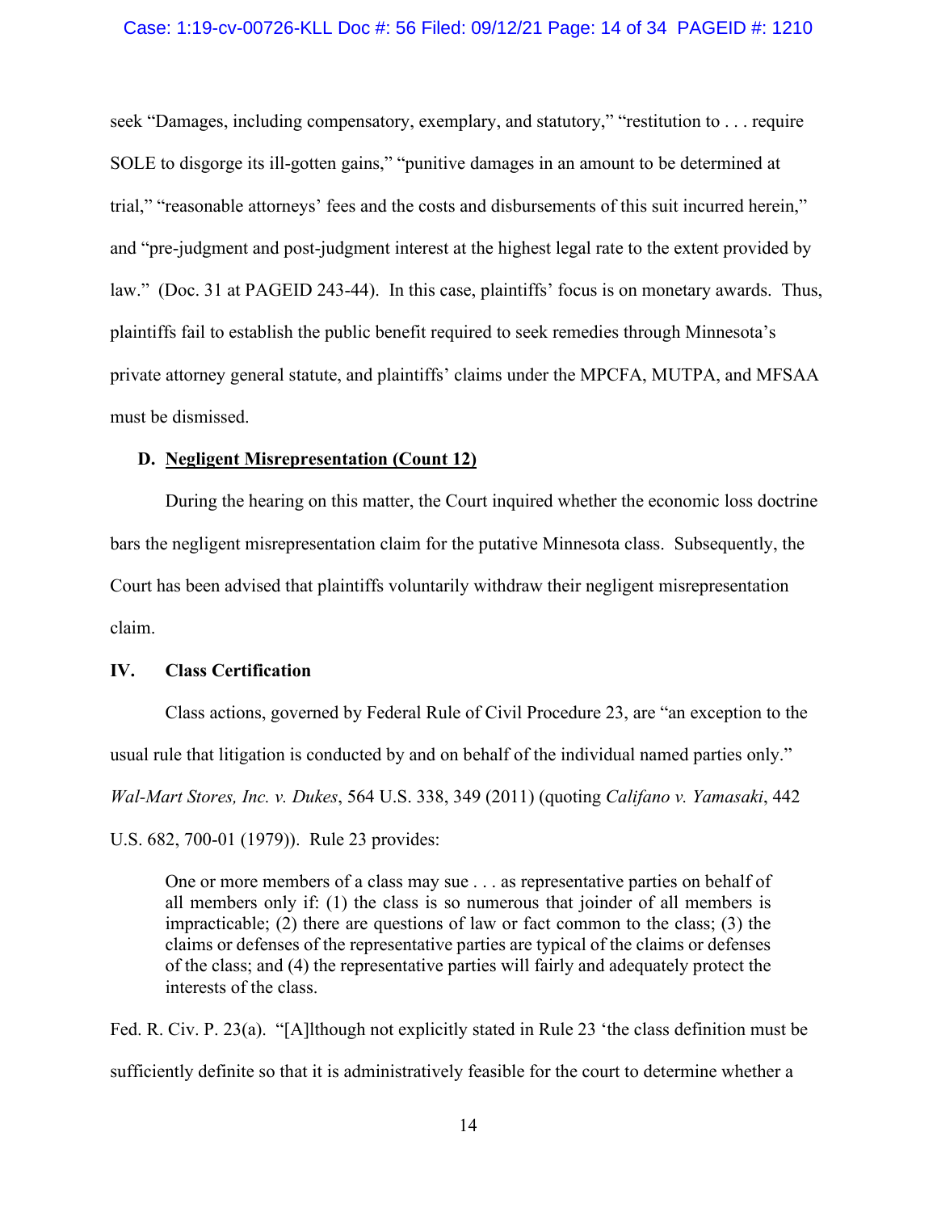seek "Damages, including compensatory, exemplary, and statutory," "restitution to . . . require SOLE to disgorge its ill-gotten gains," "punitive damages in an amount to be determined at trial," "reasonable attorneys' fees and the costs and disbursements of this suit incurred herein," and "pre-judgment and post-judgment interest at the highest legal rate to the extent provided by law." (Doc. 31 at PAGEID 243-44). In this case, plaintiffs' focus is on monetary awards. Thus, plaintiffs fail to establish the public benefit required to seek remedies through Minnesota's private attorney general statute, and plaintiffs' claims under the MPCFA, MUTPA, and MFSAA must be dismissed.

### D. Negligent Misrepresentation (Count 12)

During the hearing on this matter, the Court inquired whether the economic loss doctrine bars the negligent misrepresentation claim for the putative Minnesota class. Subsequently, the Court has been advised that plaintiffs voluntarily withdraw their negligent misrepresentation claim.

## IV. Class Certification

Class actions, governed by Federal Rule of Civil Procedure 23, are "an exception to the usual rule that litigation is conducted by and on behalf of the individual named parties only." *Wal-Mart Stores, Inc. v. Dukes*, 564 U.S. 338, 349 (2011) (quoting *Califano v. Yamasaki*, 442 U.S. 682, 700-01 (1979)). Rule 23 provides:

> One or more members of a class may sue . . . as representative parties on behalf of all members only if: (1) the class is so numerous that joinder of all members is impracticable; (2) there are questions of law or fact common to the class; (3) the claims or defenses of the representative parties are typical of the claims or defenses of the class; and (4) the representative parties will fairly and adequately protect the interests of the class.

Fed. R. Civ. P. 23(a). "[A]lthough not explicitly stated in Rule 23 'the class definition must be sufficiently definite so that it is administratively feasible for the court to determine whether a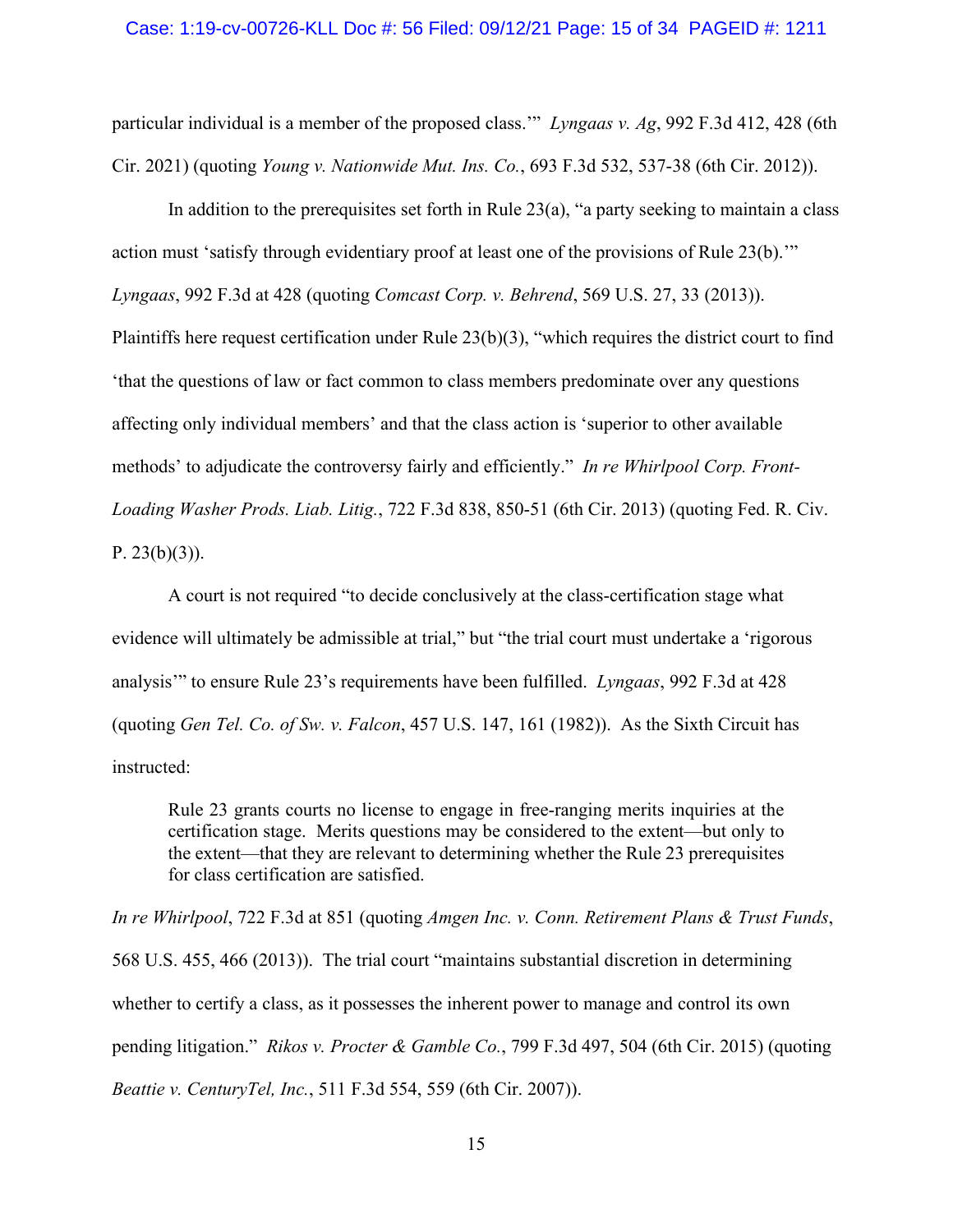particular individual is a member of the proposed class.'" *Lyngaas v. Ag*, 992 F.3d 412, 428 (6th Cir. 2021) (quoting *Young v. Nationwide Mut. Ins. Co.*, 693 F.3d 532, 537-38 (6th Cir. 2012)).

In addition to the prerequisites set forth in Rule 23(a), "a party seeking to maintain a class action must 'satisfy through evidentiary proof at least one of the provisions of Rule 23(b).'" *Lyngaas*, 992 F.3d at 428 (quoting *Comcast Corp. v. Behrend*, 569 U.S. 27, 33 (2013)). Plaintiffs here request certification under Rule 23(b)(3), "which requires the district court to find 'that the questions of law or fact common to class members predominate over any questions affecting only individual members' and that the class action is 'superior to other available methods' to adjudicate the controversy fairly and efficiently." *In re Whirlpool Corp. Front-Loading Washer Prods. Liab. Litig.*, 722 F.3d 838, 850-51 (6th Cir. 2013) (quoting Fed. R. Civ. P. 23(b)(3)).

A court is not required "to decide conclusively at the class-certification stage what evidence will ultimately be admissible at trial," but "the trial court must undertake a 'rigorous analysis'" to ensure Rule 23's requirements have been fulfilled. *Lyngaas*, 992 F.3d at 428 (quoting *Gen Tel. Co. of Sw. v. Falcon*, 457 U.S. 147, 161 (1982)). As the Sixth Circuit has instructed:

> Rule 23 grants courts no license to engage in free-ranging merits inquiries at the certification stage. Merits questions may be considered to the extent—but only to the extent—that they are relevant to determining whether the Rule 23 prerequisites for class certification are satisfied.

*In re Whirlpool*, 722 F.3d at 851 (quoting *Amgen Inc. v. Conn. Retirement Plans & Trust Funds*, 568 U.S. 455, 466 (2013)). The trial court "maintains substantial discretion in determining whether to certify a class, as it possesses the inherent power to manage and control its own pending litigation." *Rikos v. Procter & Gamble Co.*, 799 F.3d 497, 504 (6th Cir. 2015) (quoting *Beattie v. CenturyTel, Inc.*, 511 F.3d 554, 559 (6th Cir. 2007)).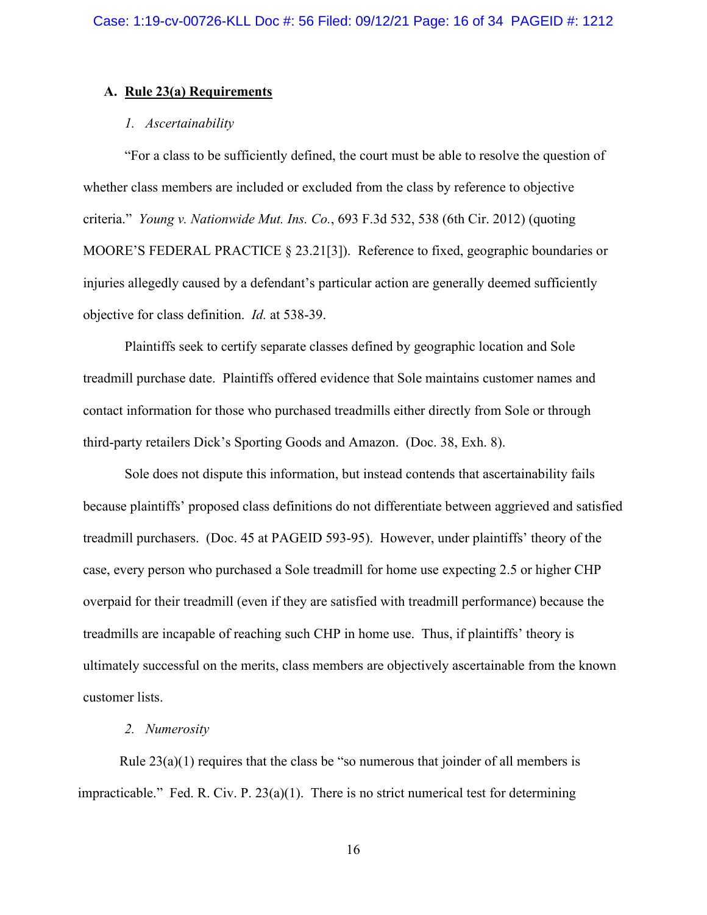### A. **Rule 23(a) Requirements**

#### *1. Ascertainability*

"For a class to be sufficiently defined, the court must be able to resolve the question of whether class members are included or excluded from the class by reference to objective criteria." *Young v. Nationwide Mut. Ins. Co.*, 693 F.3d 532, 538 (6th Cir. 2012) (quoting MOORE'S FEDERAL PRACTICE § 23.21[3]). Reference to fixed, geographic boundaries or injuries allegedly caused by a defendant's particular action are generally deemed sufficiently objective for class definition. *Id.* at 538-39.

Plaintiffs seek to certify separate classes defined by geographic location and Sole treadmill purchase date. Plaintiffs offered evidence that Sole maintains customer names and contact information for those who purchased treadmills either directly from Sole or through third-party retailers Dick's Sporting Goods and Amazon. (Doc. 38, Exh. 8).

Sole does not dispute this information, but instead contends that ascertainability fails because plaintiffs' proposed class definitions do not differentiate between aggrieved and satisfied treadmill purchasers. (Doc. 45 at PAGEID 593-95). However, under plaintiffs' theory of the case, every person who purchased a Sole treadmill for home use expecting 2.5 or higher CHP overpaid for their treadmill (even if they are satisfied with treadmill performance) because the treadmills are incapable of reaching such CHP in home use. Thus, if plaintiffs' theory is ultimately successful on the merits, class members are objectively ascertainable from the known customer lists.

#### *2. Numerosity*

Rule 23(a)(1) requires that the class be "so numerous that joinder of all members is impracticable." Fed. R. Civ. P. 23(a)(1). There is no strict numerical test for determining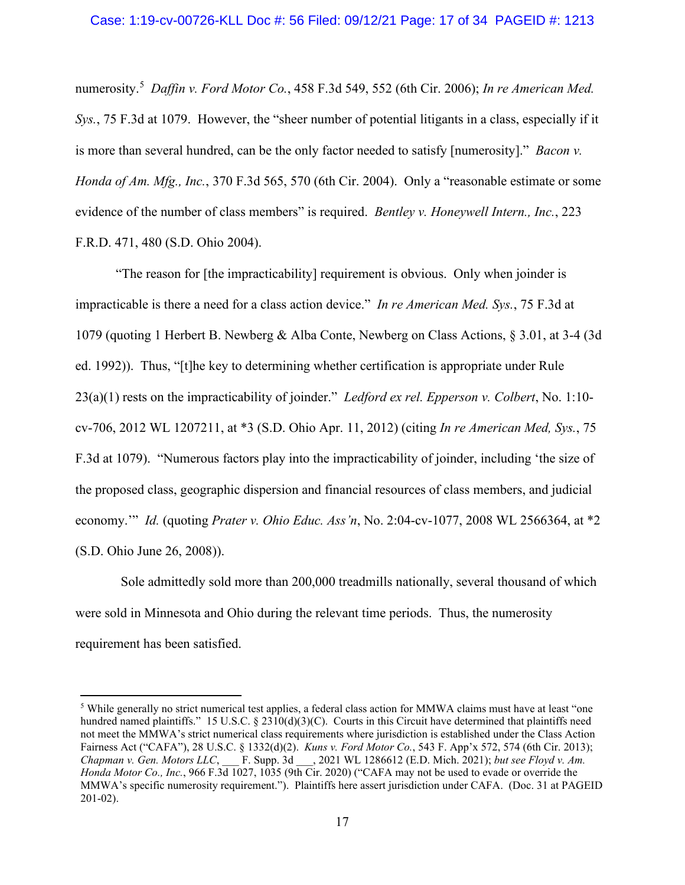numerosity.[5] *Daffin v. Ford Motor Co.*, 458 F.3d 549, 552 (6th Cir. 2006); *In re American Med. Sys.*, 75 F.3d at 1079. However, the "sheer number of potential litigants in a class, especially if it is more than several hundred, can be the only factor needed to satisfy [numerosity]." *Bacon v. Honda of Am. Mfg., Inc.*, 370 F.3d 565, 570 (6th Cir. 2004). Only a "reasonable estimate or some evidence of the number of class members" is required. *Bentley v. Honeywell Intern., Inc.*, 223 F.R.D. 471, 480 (S.D. Ohio 2004).

"The reason for [the impracticability] requirement is obvious. Only when joinder is impracticable is there a need for a class action device." *In re American Med. Sys.*, 75 F.3d at 1079 (quoting 1 Herbert B. Newberg & Alba Conte, Newberg on Class Actions, § 3.01, at 3-4 (3d ed. 1992)). Thus, "[t]he key to determining whether certification is appropriate under Rule 23(a)(1) rests on the impracticability of joinder." *Ledford ex rel. Epperson v. Colbert*, No. 1:10-cv-706, 2012 WL 1207211, at *3 (S.D. Ohio Apr. 11, 2012) (citing *In re American Med, Sys.*, 75 F.3d at 1079). "Numerous factors play into the impracticability of joinder, including 'the size of the proposed class, geographic dispersion and financial resources of class members, and judicial economy.'" *Id.* (quoting *Prater v. Ohio Educ. Ass'n*, No. 2:04-cv-1077, 2008 WL 2566364, at *2 (S.D. Ohio June 26, 2008)).

Sole admittedly sold more than 200,000 treadmills nationally, several thousand of which were sold in Minnesota and Ohio during the relevant time periods. Thus, the numerosity requirement has been satisfied.

---

[5] While generally no strict numerical test applies, a federal class action for MMWA claims must have at least "one hundred named plaintiffs." 15 U.S.C. § 2310(d)(3)(C). Courts in this Circuit have determined that plaintiffs need not meet the MMWA's strict numerical class requirements where jurisdiction is established under the Class Action Fairness Act ("CAFA"), 28 U.S.C. § 1332(d)(2). *Kuns v. Ford Motor Co.*, 543 F. App'x 572, 574 (6th Cir. 2013); *Chapman v. Gen. Motors LLC*, ___ F. Supp. 3d ___, 2021 WL 1286612 (E.D. Mich. 2021); *but see Floyd v. Am. Honda Motor Co., Inc.*, 966 F.3d 1027, 1035 (9th Cir. 2020) ("CAFA may not be used to evade or override the MMWA's specific numerosity requirement."). Plaintiffs here assert jurisdiction under CAFA. (Doc. 31 at PAGEID 201-02).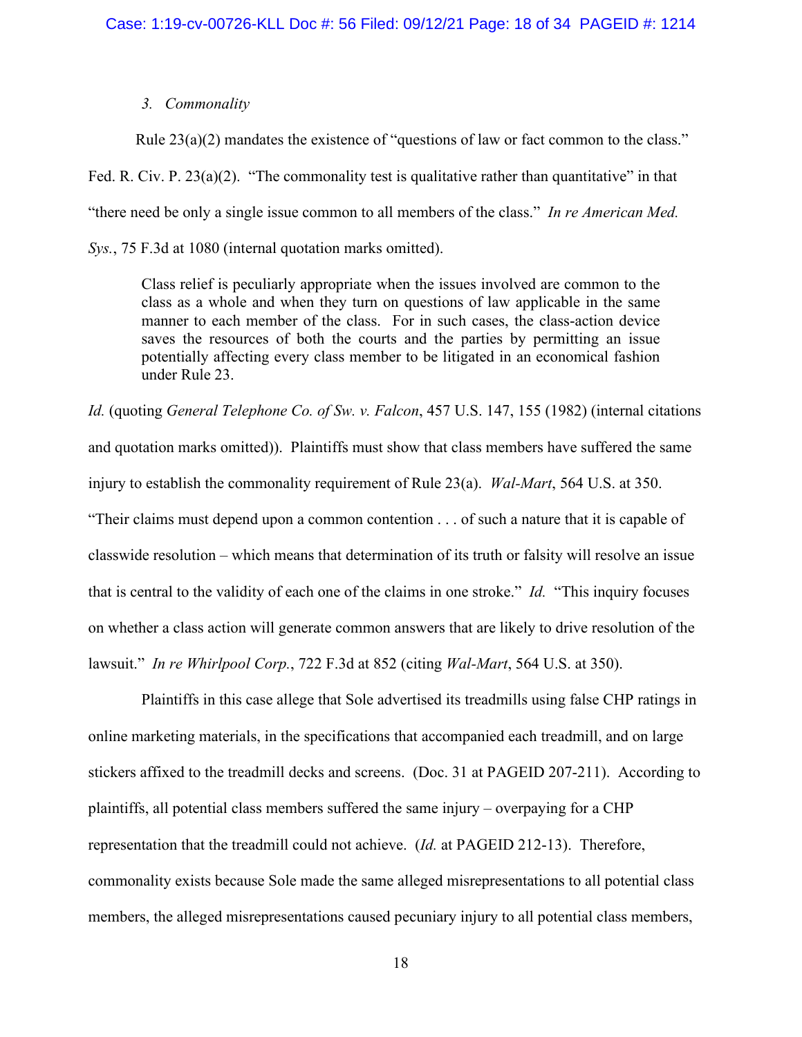### *3. Commonality*

Rule 23(a)(2) mandates the existence of "questions of law or fact common to the class." Fed. R. Civ. P. 23(a)(2). "The commonality test is qualitative rather than quantitative" in that "there need be only a single issue common to all members of the class." *In re American Med. Sys.*, 75 F.3d at 1080 (internal quotation marks omitted).

> Class relief is peculiarly appropriate when the issues involved are common to the class as a whole and when they turn on questions of law applicable in the same manner to each member of the class. For in such cases, the class-action device saves the resources of both the courts and the parties by permitting an issue potentially affecting every class member to be litigated in an economical fashion under Rule 23.

*Id.* (quoting *General Telephone Co. of Sw. v. Falcon*, 457 U.S. 147, 155 (1982) (internal citations and quotation marks omitted)). Plaintiffs must show that class members have suffered the same injury to establish the commonality requirement of Rule 23(a). *Wal-Mart*, 564 U.S. at 350. "Their claims must depend upon a common contention . . . of such a nature that it is capable of classwide resolution – which means that determination of its truth or falsity will resolve an issue that is central to the validity of each one of the claims in one stroke." *Id.* "This inquiry focuses on whether a class action will generate common answers that are likely to drive resolution of the lawsuit." *In re Whirlpool Corp.*, 722 F.3d at 852 (citing *Wal-Mart*, 564 U.S. at 350).

Plaintiffs in this case allege that Sole advertised its treadmills using false CHP ratings in online marketing materials, in the specifications that accompanied each treadmill, and on large stickers affixed to the treadmill decks and screens. (Doc. 31 at PAGEID 207-211). According to plaintiffs, all potential class members suffered the same injury – overpaying for a CHP representation that the treadmill could not achieve. (*Id.* at PAGEID 212-13). Therefore, commonality exists because Sole made the same alleged misrepresentations to all potential class members, the alleged misrepresentations caused pecuniary injury to all potential class members,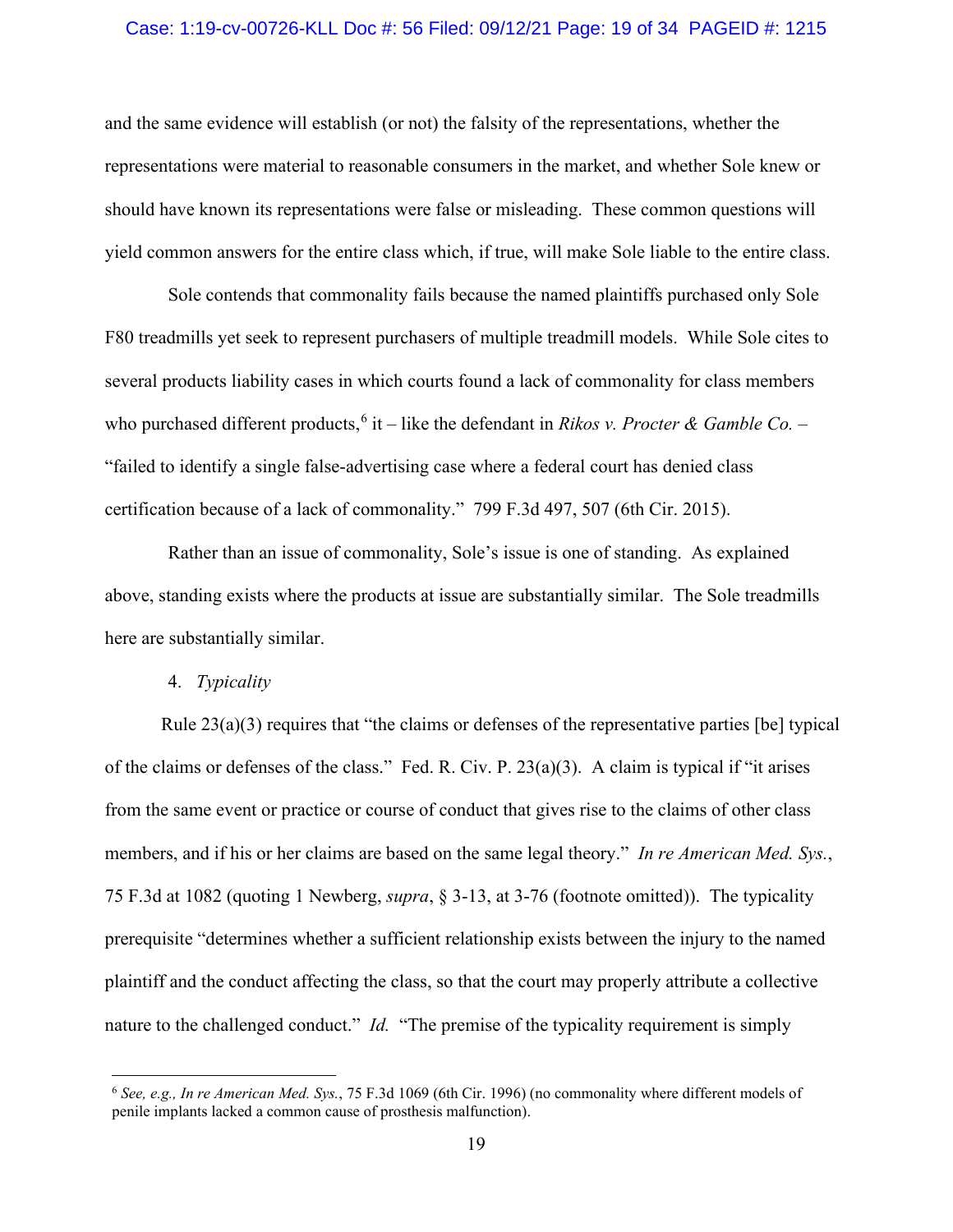and the same evidence will establish (or not) the falsity of the representations, whether the representations were material to reasonable consumers in the market, and whether Sole knew or should have known its representations were false or misleading. These common questions will yield common answers for the entire class which, if true, will make Sole liable to the entire class.

Sole contends that commonality fails because the named plaintiffs purchased only Sole F80 treadmills yet seek to represent purchasers of multiple treadmill models. While Sole cites to several products liability cases in which courts found a lack of commonality for class members who purchased different products,[6] it – like the defendant in *Rikos v. Procter & Gamble Co.* – "failed to identify a single false-advertising case where a federal court has denied class certification because of a lack of commonality." 799 F.3d 497, 507 (6th Cir. 2015).

Rather than an issue of commonality, Sole's issue is one of standing. As explained above, standing exists where the products at issue are substantially similar. The Sole treadmills here are substantially similar.

4. *Typicality*

Rule 23(a)(3) requires that "the claims or defenses of the representative parties [be] typical of the claims or defenses of the class." Fed. R. Civ. P. 23(a)(3). A claim is typical if "it arises from the same event or practice or course of conduct that gives rise to the claims of other class members, and if his or her claims are based on the same legal theory." *In re American Med. Sys.*, 75 F.3d at 1082 (quoting 1 Newberg, *supra*, § 3-13, at 3-76 (footnote omitted)). The typicality prerequisite "determines whether a sufficient relationship exists between the injury to the named plaintiff and the conduct affecting the class, so that the court may properly attribute a collective nature to the challenged conduct." *Id.* "The premise of the typicality requirement is simply

---

[6] *See, e.g., In re American Med. Sys.*, 75 F.3d 1069 (6th Cir. 1996) (no commonality where different models of penile implants lacked a common cause of prosthesis malfunction).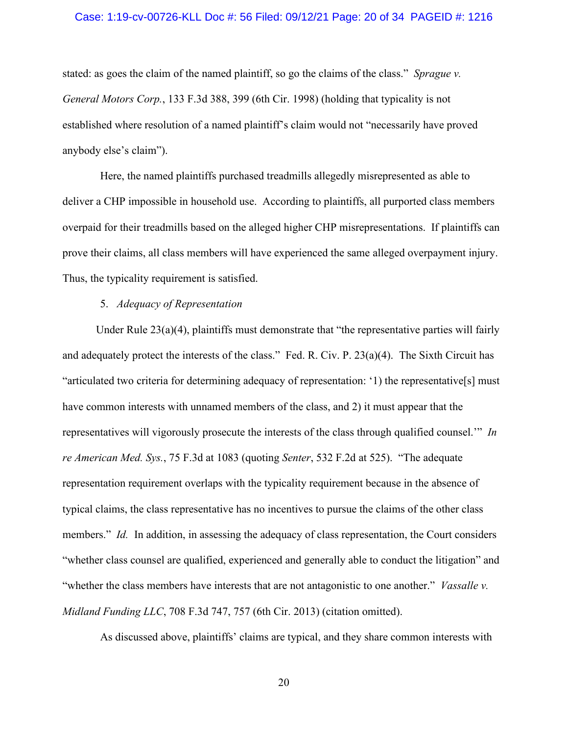stated: as goes the claim of the named plaintiff, so go the claims of the class." *Sprague v. General Motors Corp.*, 133 F.3d 388, 399 (6th Cir. 1998) (holding that typicality is not established where resolution of a named plaintiff's claim would not "necessarily have proved anybody else's claim").

Here, the named plaintiffs purchased treadmills allegedly misrepresented as able to deliver a CHP impossible in household use. According to plaintiffs, all purported class members overpaid for their treadmills based on the alleged higher CHP misrepresentations. If plaintiffs can prove their claims, all class members will have experienced the same alleged overpayment injury. Thus, the typicality requirement is satisfied.

5. *Adequacy of Representation*

Under Rule 23(a)(4), plaintiffs must demonstrate that "the representative parties will fairly and adequately protect the interests of the class." Fed. R. Civ. P. 23(a)(4). The Sixth Circuit has "articulated two criteria for determining adequacy of representation: '1) the representative[s] must have common interests with unnamed members of the class, and 2) it must appear that the representatives will vigorously prosecute the interests of the class through qualified counsel.'" *In re American Med. Sys.*, 75 F.3d at 1083 (quoting *Senter*, 532 F.2d at 525). "The adequate representation requirement overlaps with the typicality requirement because in the absence of typical claims, the class representative has no incentives to pursue the claims of the other class members." *Id.* In addition, in assessing the adequacy of class representation, the Court considers "whether class counsel are qualified, experienced and generally able to conduct the litigation" and "whether the class members have interests that are not antagonistic to one another." *Vassalle v. Midland Funding LLC*, 708 F.3d 747, 757 (6th Cir. 2013) (citation omitted).

As discussed above, plaintiffs' claims are typical, and they share common interests with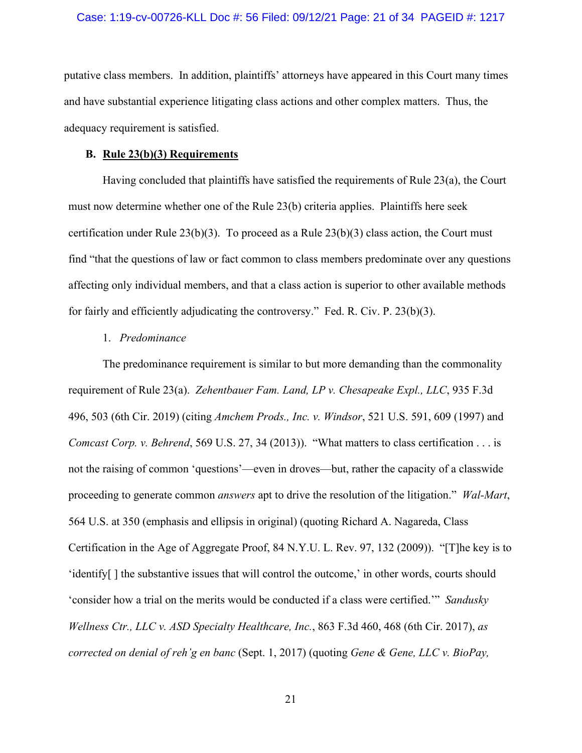putative class members. In addition, plaintiffs' attorneys have appeared in this Court many times and have substantial experience litigating class actions and other complex matters. Thus, the adequacy requirement is satisfied.

### B. Rule 23(b)(3) Requirements

Having concluded that plaintiffs have satisfied the requirements of Rule 23(a), the Court must now determine whether one of the Rule 23(b) criteria applies. Plaintiffs here seek certification under Rule 23(b)(3). To proceed as a Rule 23(b)(3) class action, the Court must find "that the questions of law or fact common to class members predominate over any questions affecting only individual members, and that a class action is superior to other available methods for fairly and efficiently adjudicating the controversy." Fed. R. Civ. P. 23(b)(3).

#### 1. *Predominance*

The predominance requirement is similar to but more demanding than the commonality requirement of Rule 23(a). *Zehentbauer Fam. Land, LP v. Chesapeake Expl., LLC*, 935 F.3d 496, 503 (6th Cir. 2019) (citing *Amchem Prods., Inc. v. Windsor*, 521 U.S. 591, 609 (1997) and *Comcast Corp. v. Behrend*, 569 U.S. 27, 34 (2013)). "What matters to class certification . . . is not the raising of common 'questions'—even in droves—but, rather the capacity of a classwide proceeding to generate common *answers* apt to drive the resolution of the litigation." *Wal-Mart*, 564 U.S. at 350 (emphasis and ellipsis in original) (quoting Richard A. Nagareda, Class Certification in the Age of Aggregate Proof, 84 N.Y.U. L. Rev. 97, 132 (2009)). "[T]he key is to 'identify[ ] the substantive issues that will control the outcome,' in other words, courts should 'consider how a trial on the merits would be conducted if a class were certified.'" *Sandusky Wellness Ctr., LLC v. ASD Specialty Healthcare, Inc.*, 863 F.3d 460, 468 (6th Cir. 2017), *as corrected on denial of reh'g en banc* (Sept. 1, 2017) (quoting *Gene & Gene, LLC v. BioPay,*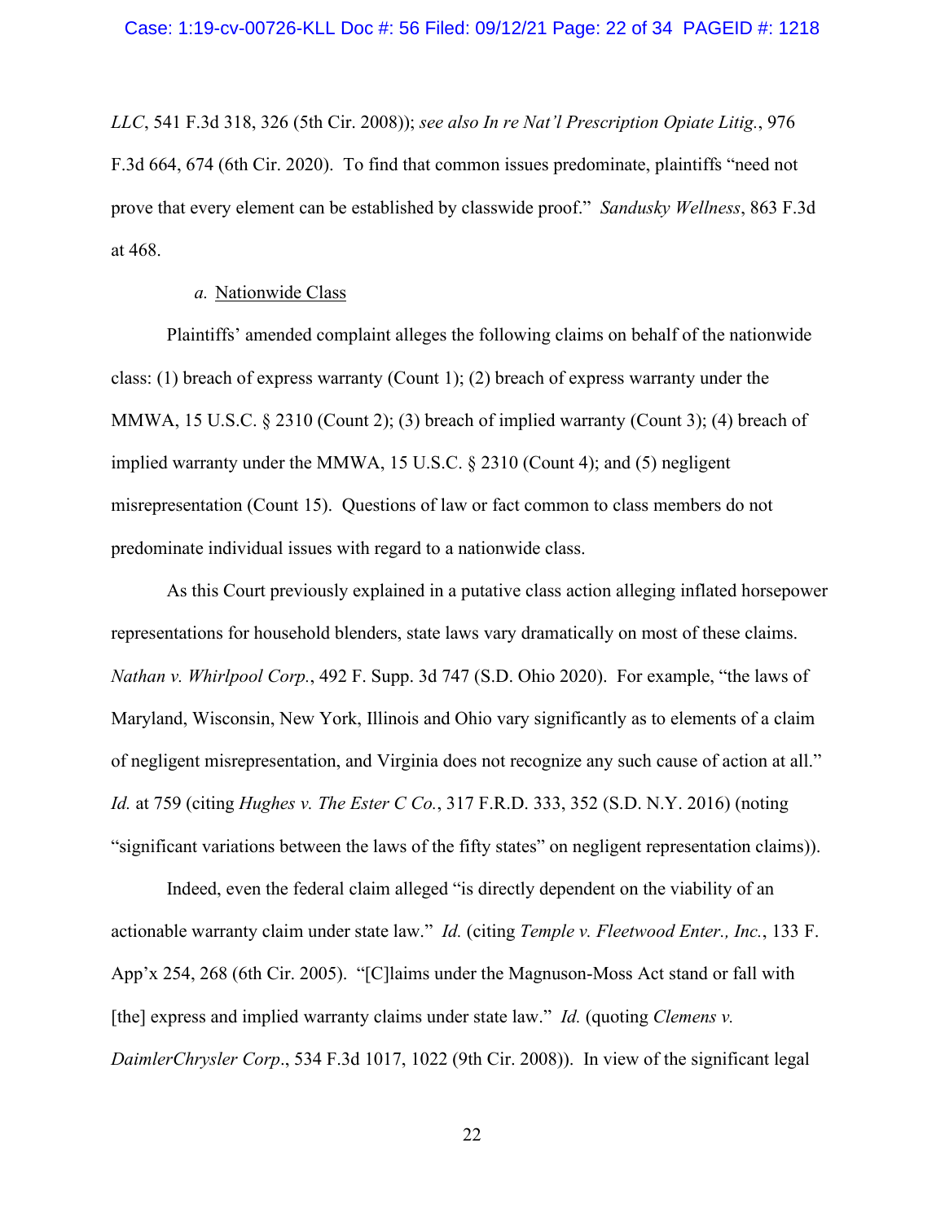*LLC*, 541 F.3d 318, 326 (5th Cir. 2008)); *see also In re Nat'l Prescription Opiate Litig.*, 976 F.3d 664, 674 (6th Cir. 2020). To find that common issues predominate, plaintiffs "need not prove that every element can be established by classwide proof." *Sandusky Wellness*, 863 F.3d at 468.

*a.* Nationwide Class

Plaintiffs' amended complaint alleges the following claims on behalf of the nationwide class: (1) breach of express warranty (Count 1); (2) breach of express warranty under the MMWA, 15 U.S.C. § 2310 (Count 2); (3) breach of implied warranty (Count 3); (4) breach of implied warranty under the MMWA, 15 U.S.C. § 2310 (Count 4); and (5) negligent misrepresentation (Count 15). Questions of law or fact common to class members do not predominate individual issues with regard to a nationwide class.

As this Court previously explained in a putative class action alleging inflated horsepower representations for household blenders, state laws vary dramatically on most of these claims. *Nathan v. Whirlpool Corp.*, 492 F. Supp. 3d 747 (S.D. Ohio 2020). For example, "the laws of Maryland, Wisconsin, New York, Illinois and Ohio vary significantly as to elements of a claim of negligent misrepresentation, and Virginia does not recognize any such cause of action at all." *Id.* at 759 (citing *Hughes v. The Ester C Co.*, 317 F.R.D. 333, 352 (S.D. N.Y. 2016) (noting "significant variations between the laws of the fifty states" on negligent representation claims)).

Indeed, even the federal claim alleged "is directly dependent on the viability of an actionable warranty claim under state law." *Id.* (citing *Temple v. Fleetwood Enter., Inc.*, 133 F. App'x 254, 268 (6th Cir. 2005). "[C]laims under the Magnuson-Moss Act stand or fall with [the] express and implied warranty claims under state law." *Id.* (quoting *Clemens v. DaimlerChrysler Corp*., 534 F.3d 1017, 1022 (9th Cir. 2008)). In view of the significant legal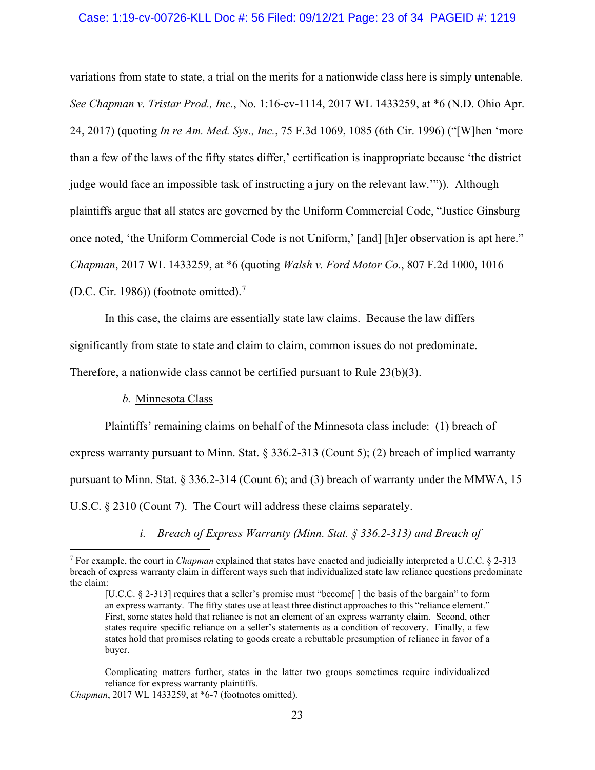variations from state to state, a trial on the merits for a nationwide class here is simply untenable. *See Chapman v. Tristar Prod., Inc.*, No. 1:16-cv-1114, 2017 WL 1433259, at *6 (N.D. Ohio Apr. 24, 2017) (quoting *In re Am. Med. Sys., Inc.*, 75 F.3d 1069, 1085 (6th Cir. 1996) ("[W]hen 'more than a few of the laws of the fifty states differ,' certification is inappropriate because 'the district judge would face an impossible task of instructing a jury on the relevant law.'")). Although plaintiffs argue that all states are governed by the Uniform Commercial Code, "Justice Ginsburg once noted, 'the Uniform Commercial Code is not Uniform,' [and] [h]er observation is apt here." *Chapman*, 2017 WL 1433259, at *6 (quoting *Walsh v. Ford Motor Co.*, 807 F.2d 1000, 1016 (D.C. Cir. 1986)) (footnote omitted).[7]

In this case, the claims are essentially state law claims. Because the law differs significantly from state to state and claim to claim, common issues do not predominate. Therefore, a nationwide class cannot be certified pursuant to Rule 23(b)(3).

*b.* Minnesota Class

Plaintiffs' remaining claims on behalf of the Minnesota class include: (1) breach of express warranty pursuant to Minn. Stat. § 336.2-313 (Count 5); (2) breach of implied warranty pursuant to Minn. Stat. § 336.2-314 (Count 6); and (3) breach of warranty under the MMWA, 15 U.S.C. § 2310 (Count 7). The Court will address these claims separately.

*i. Breach of Express Warranty (Minn. Stat. § 336.2-313) and Breach of*

---

[7] For example, the court in *Chapman* explained that states have enacted and judicially interpreted a U.C.C. § 2-313 breach of express warranty claim in different ways such that individualized state law reliance questions predominate the claim:

> [U.C.C. § 2-313] requires that a seller's promise must "become[ ] the basis of the bargain" to form an express warranty. The fifty states use at least three distinct approaches to this "reliance element." First, some states hold that reliance is not an element of an express warranty claim. Second, other states require specific reliance on a seller's statements as a condition of recovery. Finally, a few states hold that promises relating to goods create a rebuttable presumption of reliance in favor of a buyer.
>
> Complicating matters further, states in the latter two groups sometimes require individualized reliance for express warranty plaintiffs.

*Chapman*, 2017 WL 1433259, at *6-7 (footnotes omitted).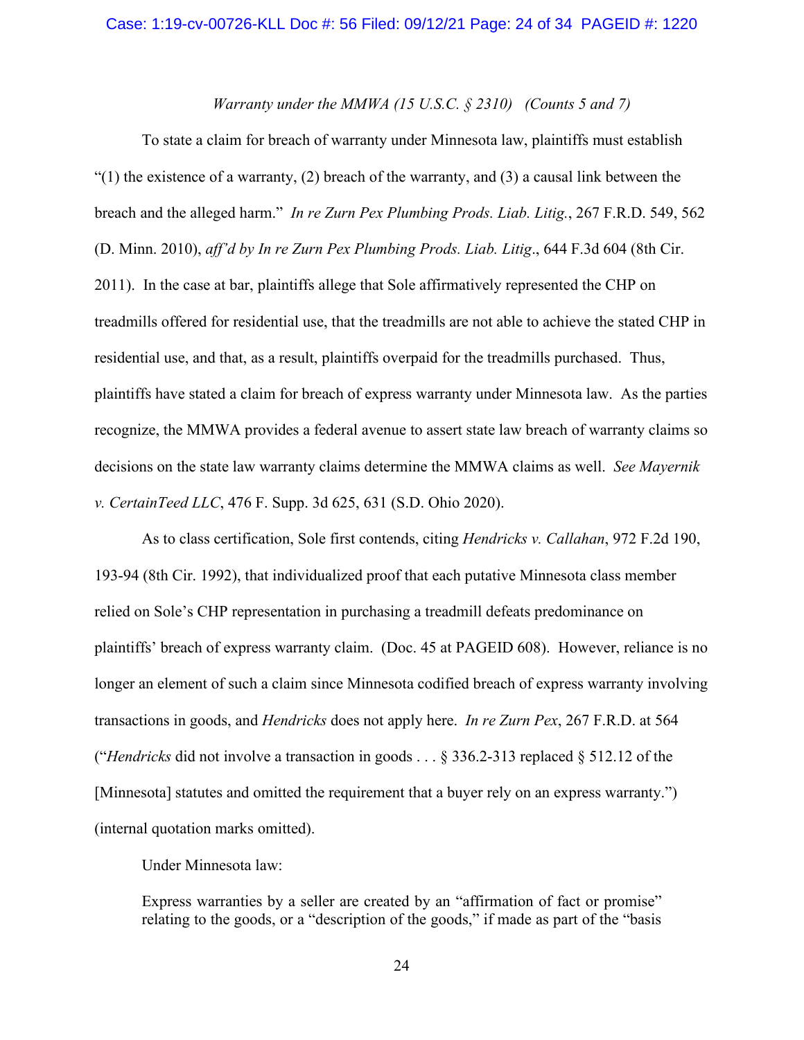*Warranty under the MMWA (15 U.S.C. § 2310) (Counts 5 and 7)*

To state a claim for breach of warranty under Minnesota law, plaintiffs must establish "(1) the existence of a warranty, (2) breach of the warranty, and (3) a causal link between the breach and the alleged harm." *In re Zurn Pex Plumbing Prods. Liab. Litig.*, 267 F.R.D. 549, 562 (D. Minn. 2010), *aff'd by In re Zurn Pex Plumbing Prods. Liab. Litig*., 644 F.3d 604 (8th Cir. 2011). In the case at bar, plaintiffs allege that Sole affirmatively represented the CHP on treadmills offered for residential use, that the treadmills are not able to achieve the stated CHP in residential use, and that, as a result, plaintiffs overpaid for the treadmills purchased. Thus, plaintiffs have stated a claim for breach of express warranty under Minnesota law. As the parties recognize, the MMWA provides a federal avenue to assert state law breach of warranty claims so decisions on the state law warranty claims determine the MMWA claims as well. *See Mayernik v. CertainTeed LLC*, 476 F. Supp. 3d 625, 631 (S.D. Ohio 2020).

As to class certification, Sole first contends, citing *Hendricks v. Callahan*, 972 F.2d 190, 193-94 (8th Cir. 1992), that individualized proof that each putative Minnesota class member relied on Sole's CHP representation in purchasing a treadmill defeats predominance on plaintiffs' breach of express warranty claim. (Doc. 45 at PAGEID 608). However, reliance is no longer an element of such a claim since Minnesota codified breach of express warranty involving transactions in goods, and *Hendricks* does not apply here. *In re Zurn Pex*, 267 F.R.D. at 564 ("*Hendricks* did not involve a transaction in goods . . . § 336.2-313 replaced § 512.12 of the [Minnesota] statutes and omitted the requirement that a buyer rely on an express warranty.") (internal quotation marks omitted).

Under Minnesota law:

> Express warranties by a seller are created by an "affirmation of fact or promise" relating to the goods, or a "description of the goods," if made as part of the "basis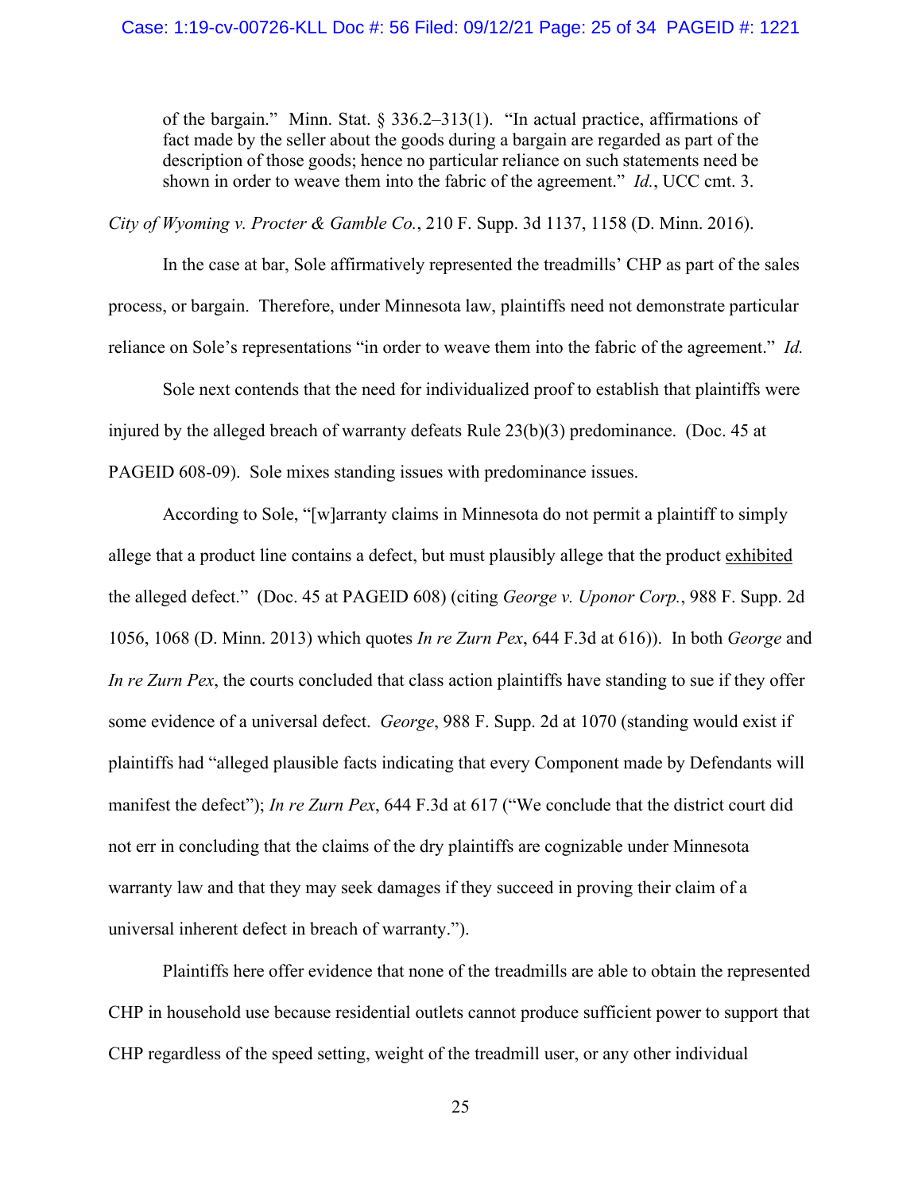> of the bargain." Minn. Stat. § 336.2–313(1). "In actual practice, affirmations of fact made by the seller about the goods during a bargain are regarded as part of the description of those goods; hence no particular reliance on such statements need be shown in order to weave them into the fabric of the agreement." *Id.*, UCC cmt. 3.

*City of Wyoming v. Procter & Gamble Co.*, 210 F. Supp. 3d 1137, 1158 (D. Minn. 2016).

In the case at bar, Sole affirmatively represented the treadmills' CHP as part of the sales process, or bargain. Therefore, under Minnesota law, plaintiffs need not demonstrate particular reliance on Sole's representations "in order to weave them into the fabric of the agreement." *Id.*

Sole next contends that the need for individualized proof to establish that plaintiffs were injured by the alleged breach of warranty defeats Rule 23(b)(3) predominance. (Doc. 45 at PAGEID 608-09). Sole mixes standing issues with predominance issues.

According to Sole, "[w]arranty claims in Minnesota do not permit a plaintiff to simply allege that a product line contains a defect, but must plausibly allege that the product <u>exhibited</u> the alleged defect." (Doc. 45 at PAGEID 608) (citing *George v. Uponor Corp.*, 988 F. Supp. 2d 1056, 1068 (D. Minn. 2013) which quotes *In re Zurn Pex*, 644 F.3d at 616)). In both *George* and *In re Zurn Pex*, the courts concluded that class action plaintiffs have standing to sue if they offer some evidence of a universal defect. *George*, 988 F. Supp. 2d at 1070 (standing would exist if plaintiffs had "alleged plausible facts indicating that every Component made by Defendants will manifest the defect"); *In re Zurn Pex*, 644 F.3d at 617 ("We conclude that the district court did not err in concluding that the claims of the dry plaintiffs are cognizable under Minnesota warranty law and that they may seek damages if they succeed in proving their claim of a universal inherent defect in breach of warranty.").

Plaintiffs here offer evidence that none of the treadmills are able to obtain the represented CHP in household use because residential outlets cannot produce sufficient power to support that CHP regardless of the speed setting, weight of the treadmill user, or any other individual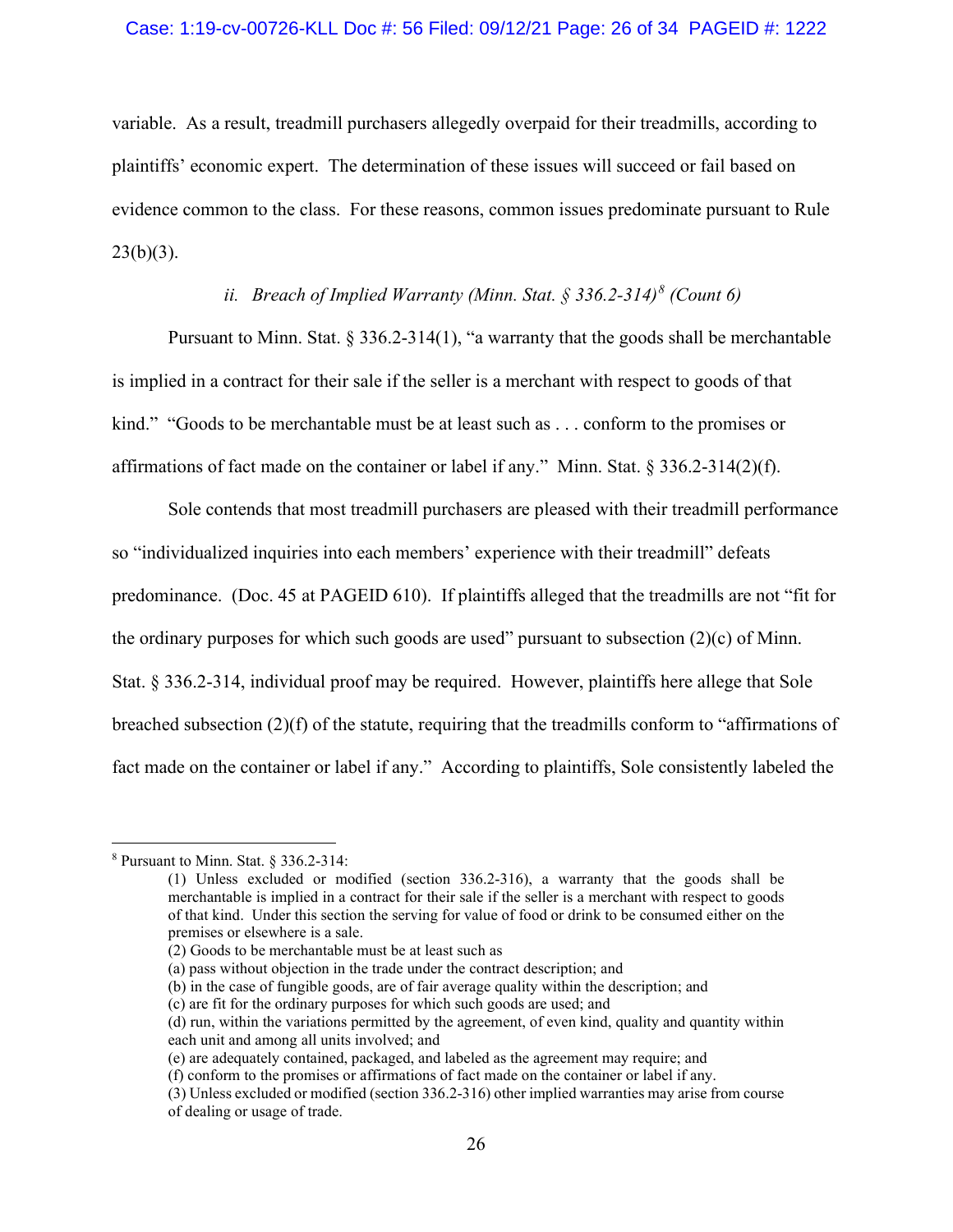variable. As a result, treadmill purchasers allegedly overpaid for their treadmills, according to plaintiffs' economic expert. The determination of these issues will succeed or fail based on evidence common to the class. For these reasons, common issues predominate pursuant to Rule 23(b)(3).

*ii. Breach of Implied Warranty (Minn. Stat. § 336.2-314)*[8] *(Count 6)*

Pursuant to Minn. Stat. § 336.2-314(1), "a warranty that the goods shall be merchantable is implied in a contract for their sale if the seller is a merchant with respect to goods of that kind." "Goods to be merchantable must be at least such as . . . conform to the promises or affirmations of fact made on the container or label if any." Minn. Stat. § 336.2-314(2)(f).

Sole contends that most treadmill purchasers are pleased with their treadmill performance so "individualized inquiries into each members' experience with their treadmill" defeats predominance. (Doc. 45 at PAGEID 610). If plaintiffs alleged that the treadmills are not "fit for the ordinary purposes for which such goods are used" pursuant to subsection (2)(c) of Minn. Stat. § 336.2-314, individual proof may be required. However, plaintiffs here allege that Sole breached subsection (2)(f) of the statute, requiring that the treadmills conform to "affirmations of fact made on the container or label if any." According to plaintiffs, Sole consistently labeled the

---

[8] Pursuant to Minn. Stat. § 336.2-314:

> (1) Unless excluded or modified (section 336.2-316), a warranty that the goods shall be merchantable is implied in a contract for their sale if the seller is a merchant with respect to goods of that kind. Under this section the serving for value of food or drink to be consumed either on the premises or elsewhere is a sale.
> (2) Goods to be merchantable must be at least such as
> (a) pass without objection in the trade under the contract description; and
> (b) in the case of fungible goods, are of fair average quality within the description; and
> (c) are fit for the ordinary purposes for which such goods are used; and
> (d) run, within the variations permitted by the agreement, of even kind, quality and quantity within each unit and among all units involved; and
> (e) are adequately contained, packaged, and labeled as the agreement may require; and
> (f) conform to the promises or affirmations of fact made on the container or label if any.
> (3) Unless excluded or modified (section 336.2-316) other implied warranties may arise from course of dealing or usage of trade.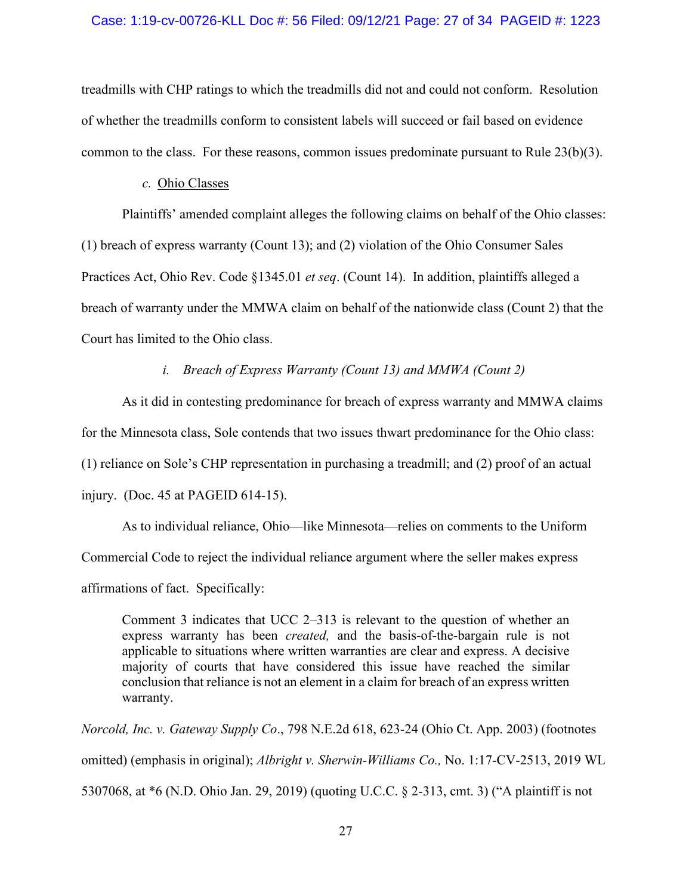treadmills with CHP ratings to which the treadmills did not and could not conform. Resolution of whether the treadmills conform to consistent labels will succeed or fail based on evidence common to the class. For these reasons, common issues predominate pursuant to Rule 23(b)(3).

*c.* Ohio Classes

Plaintiffs' amended complaint alleges the following claims on behalf of the Ohio classes: (1) breach of express warranty (Count 13); and (2) violation of the Ohio Consumer Sales Practices Act, Ohio Rev. Code §1345.01 *et seq*. (Count 14). In addition, plaintiffs alleged a breach of warranty under the MMWA claim on behalf of the nationwide class (Count 2) that the Court has limited to the Ohio class.

*i. Breach of Express Warranty (Count 13) and MMWA (Count 2)*

As it did in contesting predominance for breach of express warranty and MMWA claims for the Minnesota class, Sole contends that two issues thwart predominance for the Ohio class: (1) reliance on Sole's CHP representation in purchasing a treadmill; and (2) proof of an actual injury. (Doc. 45 at PAGEID 614-15).

As to individual reliance, Ohio—like Minnesota—relies on comments to the Uniform Commercial Code to reject the individual reliance argument where the seller makes express affirmations of fact. Specifically:

> Comment 3 indicates that UCC 2–313 is relevant to the question of whether an express warranty has been *created,* and the basis-of-the-bargain rule is not applicable to situations where written warranties are clear and express. A decisive majority of courts that have considered this issue have reached the similar conclusion that reliance is not an element in a claim for breach of an express written warranty.

*Norcold, Inc. v. Gateway Supply Co*., 798 N.E.2d 618, 623-24 (Ohio Ct. App. 2003) (footnotes omitted) (emphasis in original); *Albright v. Sherwin-Williams Co.,* No. 1:17-CV-2513, 2019 WL 5307068, at *6 (N.D. Ohio Jan. 29, 2019) (quoting U.C.C. § 2-313, cmt. 3) ("A plaintiff is not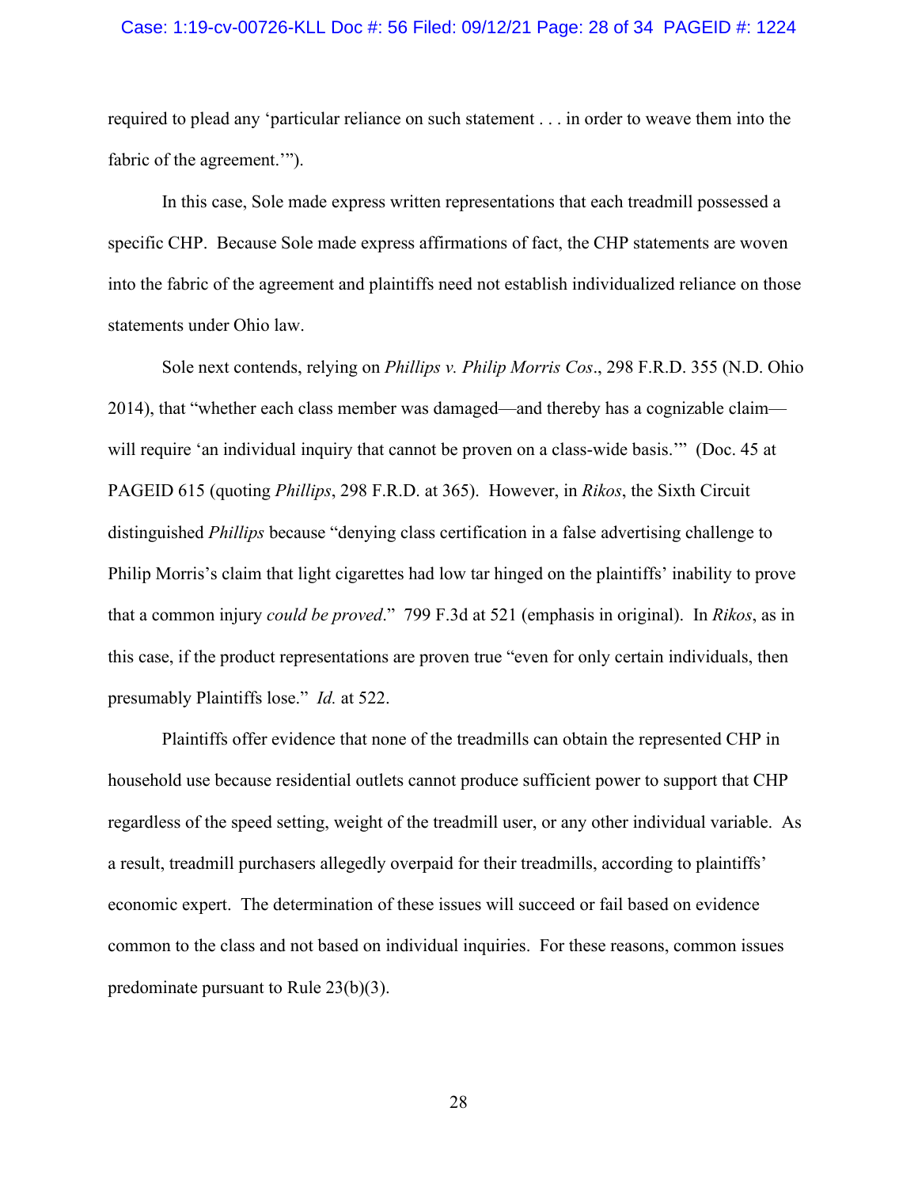required to plead any 'particular reliance on such statement . . . in order to weave them into the fabric of the agreement.'").

In this case, Sole made express written representations that each treadmill possessed a specific CHP. Because Sole made express affirmations of fact, the CHP statements are woven into the fabric of the agreement and plaintiffs need not establish individualized reliance on those statements under Ohio law.

Sole next contends, relying on *Phillips v. Philip Morris Cos*., 298 F.R.D. 355 (N.D. Ohio 2014), that "whether each class member was damaged—and thereby has a cognizable claim—will require 'an individual inquiry that cannot be proven on a class-wide basis.'" (Doc. 45 at PAGEID 615 (quoting *Phillips*, 298 F.R.D. at 365). However, in *Rikos*, the Sixth Circuit distinguished *Phillips* because "denying class certification in a false advertising challenge to Philip Morris's claim that light cigarettes had low tar hinged on the plaintiffs' inability to prove that a common injury *could be proved*." 799 F.3d at 521 (emphasis in original). In *Rikos*, as in this case, if the product representations are proven true "even for only certain individuals, then presumably Plaintiffs lose." *Id.* at 522.

Plaintiffs offer evidence that none of the treadmills can obtain the represented CHP in household use because residential outlets cannot produce sufficient power to support that CHP regardless of the speed setting, weight of the treadmill user, or any other individual variable. As a result, treadmill purchasers allegedly overpaid for their treadmills, according to plaintiffs' economic expert. The determination of these issues will succeed or fail based on evidence common to the class and not based on individual inquiries. For these reasons, common issues predominate pursuant to Rule 23(b)(3).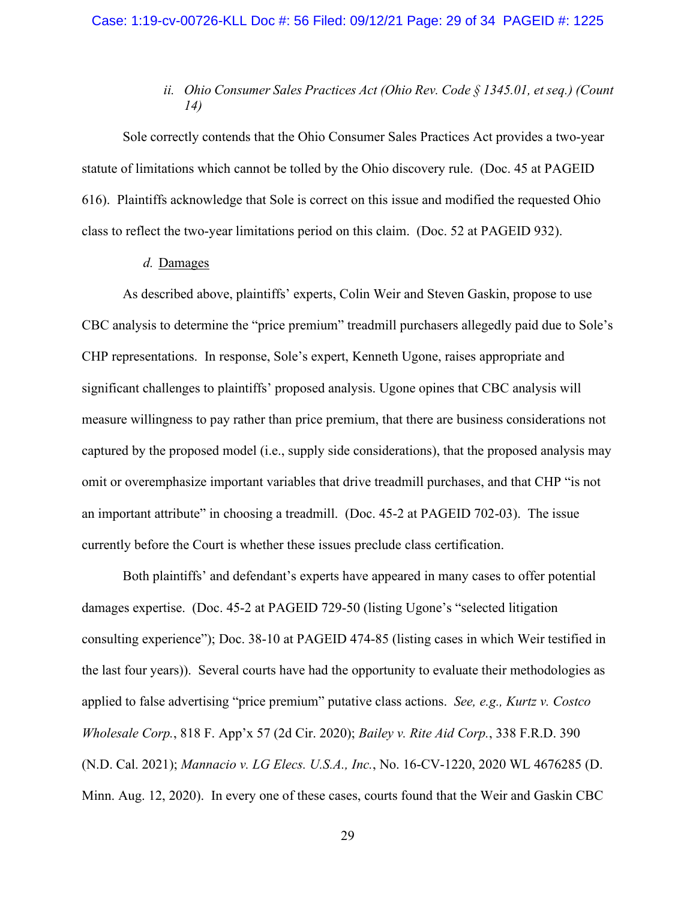*ii. Ohio Consumer Sales Practices Act (Ohio Rev. Code § 1345.01, et seq.) (Count 14)*

Sole correctly contends that the Ohio Consumer Sales Practices Act provides a two-year statute of limitations which cannot be tolled by the Ohio discovery rule. (Doc. 45 at PAGEID 616). Plaintiffs acknowledge that Sole is correct on this issue and modified the requested Ohio class to reflect the two-year limitations period on this claim. (Doc. 52 at PAGEID 932).

*d.* Damages

As described above, plaintiffs' experts, Colin Weir and Steven Gaskin, propose to use CBC analysis to determine the "price premium" treadmill purchasers allegedly paid due to Sole's CHP representations. In response, Sole's expert, Kenneth Ugone, raises appropriate and significant challenges to plaintiffs' proposed analysis. Ugone opines that CBC analysis will measure willingness to pay rather than price premium, that there are business considerations not captured by the proposed model (i.e., supply side considerations), that the proposed analysis may omit or overemphasize important variables that drive treadmill purchases, and that CHP "is not an important attribute" in choosing a treadmill. (Doc. 45-2 at PAGEID 702-03). The issue currently before the Court is whether these issues preclude class certification.

Both plaintiffs' and defendant's experts have appeared in many cases to offer potential damages expertise. (Doc. 45-2 at PAGEID 729-50 (listing Ugone's "selected litigation consulting experience"); Doc. 38-10 at PAGEID 474-85 (listing cases in which Weir testified in the last four years)). Several courts have had the opportunity to evaluate their methodologies as applied to false advertising "price premium" putative class actions. *See, e.g., Kurtz v. Costco Wholesale Corp.*, 818 F. App'x 57 (2d Cir. 2020); *Bailey v. Rite Aid Corp.*, 338 F.R.D. 390 (N.D. Cal. 2021); *Mannacio v. LG Elecs. U.S.A., Inc.*, No. 16-CV-1220, 2020 WL 4676285 (D. Minn. Aug. 12, 2020). In every one of these cases, courts found that the Weir and Gaskin CBC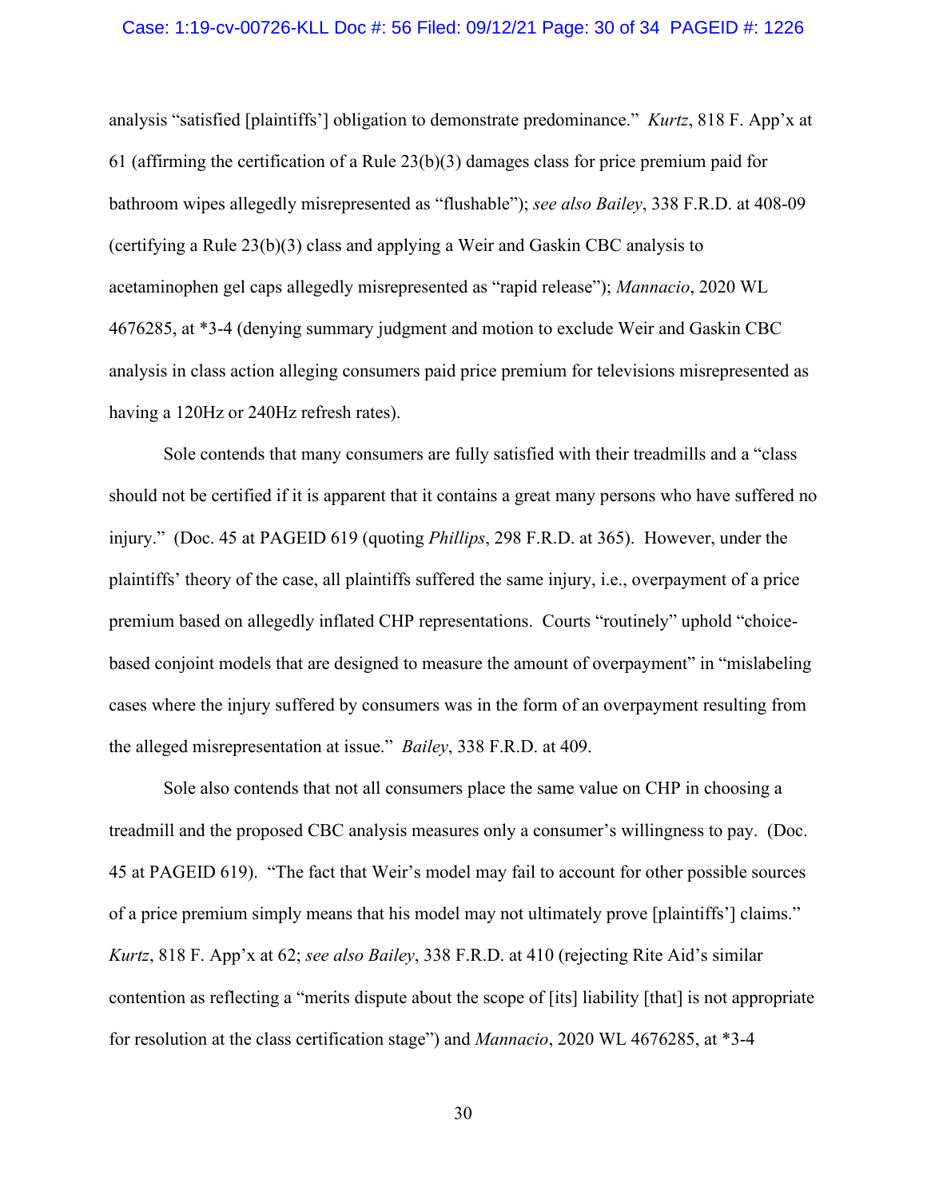analysis "satisfied [plaintiffs'] obligation to demonstrate predominance." *Kurtz*, 818 F. App'x at 61 (affirming the certification of a Rule 23(b)(3) damages class for price premium paid for bathroom wipes allegedly misrepresented as "flushable"); *see also Bailey*, 338 F.R.D. at 408-09 (certifying a Rule 23(b)(3) class and applying a Weir and Gaskin CBC analysis to acetaminophen gel caps allegedly misrepresented as "rapid release"); *Mannacio*, 2020 WL 4676285, at *3-4 (denying summary judgment and motion to exclude Weir and Gaskin CBC analysis in class action alleging consumers paid price premium for televisions misrepresented as having a 120Hz or 240Hz refresh rates).

Sole contends that many consumers are fully satisfied with their treadmills and a "class should not be certified if it is apparent that it contains a great many persons who have suffered no injury." (Doc. 45 at PAGEID 619 (quoting *Phillips*, 298 F.R.D. at 365). However, under the plaintiffs' theory of the case, all plaintiffs suffered the same injury, i.e., overpayment of a price premium based on allegedly inflated CHP representations. Courts "routinely" uphold "choice-based conjoint models that are designed to measure the amount of overpayment" in "mislabeling cases where the injury suffered by consumers was in the form of an overpayment resulting from the alleged misrepresentation at issue." *Bailey*, 338 F.R.D. at 409.

Sole also contends that not all consumers place the same value on CHP in choosing a treadmill and the proposed CBC analysis measures only a consumer's willingness to pay. (Doc. 45 at PAGEID 619). "The fact that Weir's model may fail to account for other possible sources of a price premium simply means that his model may not ultimately prove [plaintiffs'] claims." *Kurtz*, 818 F. App'x at 62; *see also Bailey*, 338 F.R.D. at 410 (rejecting Rite Aid's similar contention as reflecting a "merits dispute about the scope of [its] liability [that] is not appropriate for resolution at the class certification stage") and *Mannacio*, 2020 WL 4676285, at *3-4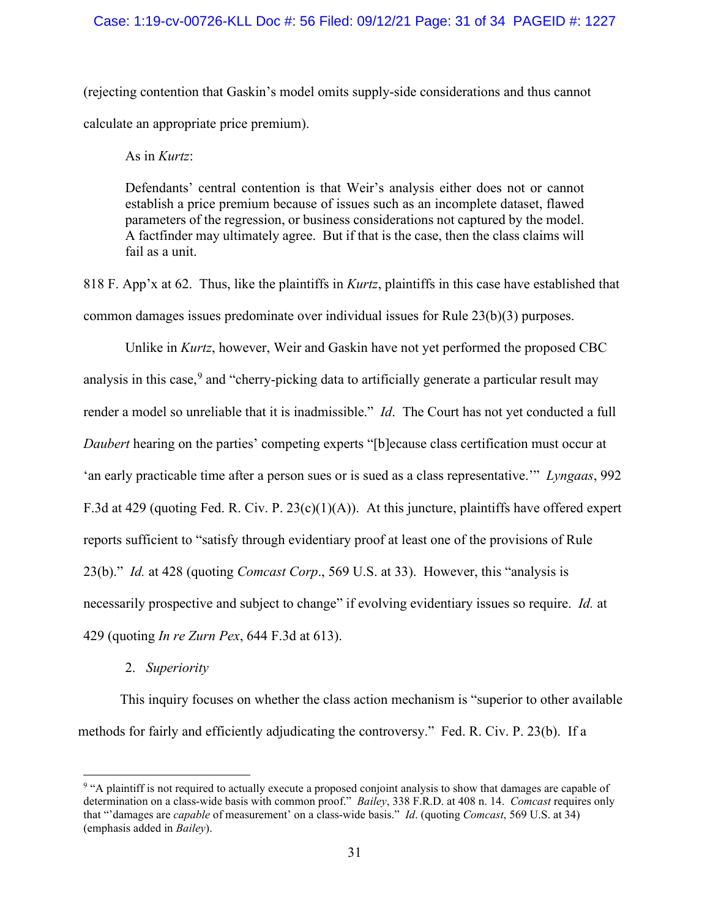(rejecting contention that Gaskin's model omits supply-side considerations and thus cannot calculate an appropriate price premium).

As in *Kurtz*:

> Defendants' central contention is that Weir's analysis either does not or cannot establish a price premium because of issues such as an incomplete dataset, flawed parameters of the regression, or business considerations not captured by the model. A factfinder may ultimately agree. But if that is the case, then the class claims will fail as a unit.

818 F. App'x at 62. Thus, like the plaintiffs in *Kurtz*, plaintiffs in this case have established that common damages issues predominate over individual issues for Rule 23(b)(3) purposes.

Unlike in *Kurtz*, however, Weir and Gaskin have not yet performed the proposed CBC analysis in this case,[9] and "cherry-picking data to artificially generate a particular result may render a model so unreliable that it is inadmissible." *Id*. The Court has not yet conducted a full *Daubert* hearing on the parties' competing experts "[b]ecause class certification must occur at 'an early practicable time after a person sues or is sued as a class representative.'" *Lyngaas*, 992 F.3d at 429 (quoting Fed. R. Civ. P. 23(c)(1)(A)). At this juncture, plaintiffs have offered expert reports sufficient to "satisfy through evidentiary proof at least one of the provisions of Rule 23(b)." *Id.* at 428 (quoting *Comcast Corp*., 569 U.S. at 33). However, this "analysis is necessarily prospective and subject to change" if evolving evidentiary issues so require. *Id.* at 429 (quoting *In re Zurn Pex*, 644 F.3d at 613).

2. *Superiority*

This inquiry focuses on whether the class action mechanism is "superior to other available methods for fairly and efficiently adjudicating the controversy." Fed. R. Civ. P. 23(b). If a

---

[9] "A plaintiff is not required to actually execute a proposed conjoint analysis to show that damages are capable of determination on a class-wide basis with common proof." *Bailey*, 338 F.R.D. at 408 n. 14. *Comcast* requires only that "'damages are *capable* of measurement' on a class-wide basis." *Id*. (quoting *Comcast*, 569 U.S. at 34) (emphasis added in *Bailey*).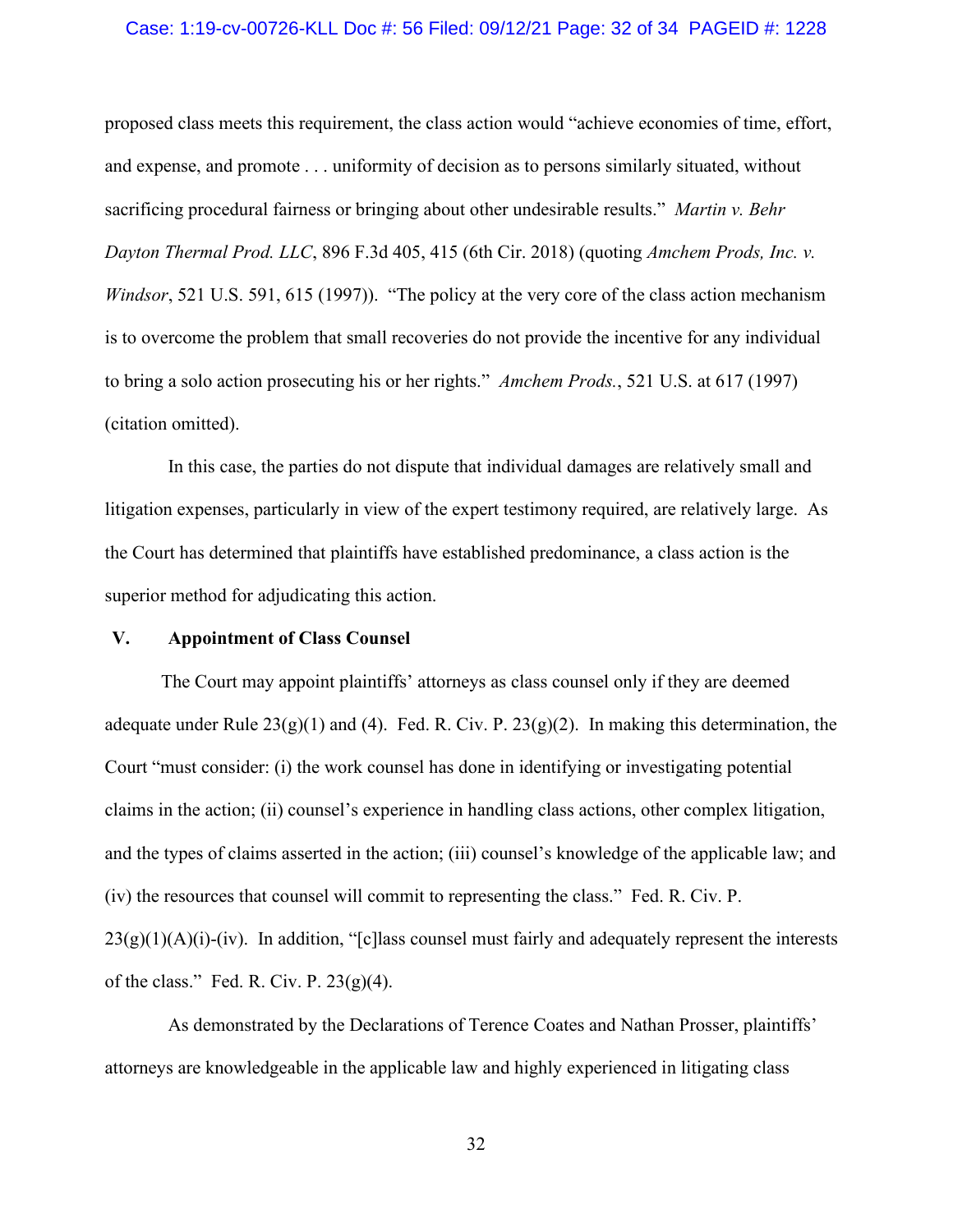proposed class meets this requirement, the class action would "achieve economies of time, effort, and expense, and promote . . . uniformity of decision as to persons similarly situated, without sacrificing procedural fairness or bringing about other undesirable results." *Martin v. Behr Dayton Thermal Prod. LLC*, 896 F.3d 405, 415 (6th Cir. 2018) (quoting *Amchem Prods, Inc. v. Windsor*, 521 U.S. 591, 615 (1997)). "The policy at the very core of the class action mechanism is to overcome the problem that small recoveries do not provide the incentive for any individual to bring a solo action prosecuting his or her rights." *Amchem Prods.*, 521 U.S. at 617 (1997) (citation omitted).

In this case, the parties do not dispute that individual damages are relatively small and litigation expenses, particularly in view of the expert testimony required, are relatively large. As the Court has determined that plaintiffs have established predominance, a class action is the superior method for adjudicating this action.

## V. Appointment of Class Counsel

The Court may appoint plaintiffs' attorneys as class counsel only if they are deemed adequate under Rule 23(g)(1) and (4). Fed. R. Civ. P. 23(g)(2). In making this determination, the Court "must consider: (i) the work counsel has done in identifying or investigating potential claims in the action; (ii) counsel's experience in handling class actions, other complex litigation, and the types of claims asserted in the action; (iii) counsel's knowledge of the applicable law; and (iv) the resources that counsel will commit to representing the class." Fed. R. Civ. P. 23(g)(1)(A)(i)-(iv). In addition, "[c]lass counsel must fairly and adequately represent the interests of the class." Fed. R. Civ. P. 23(g)(4).

As demonstrated by the Declarations of Terence Coates and Nathan Prosser, plaintiffs' attorneys are knowledgeable in the applicable law and highly experienced in litigating class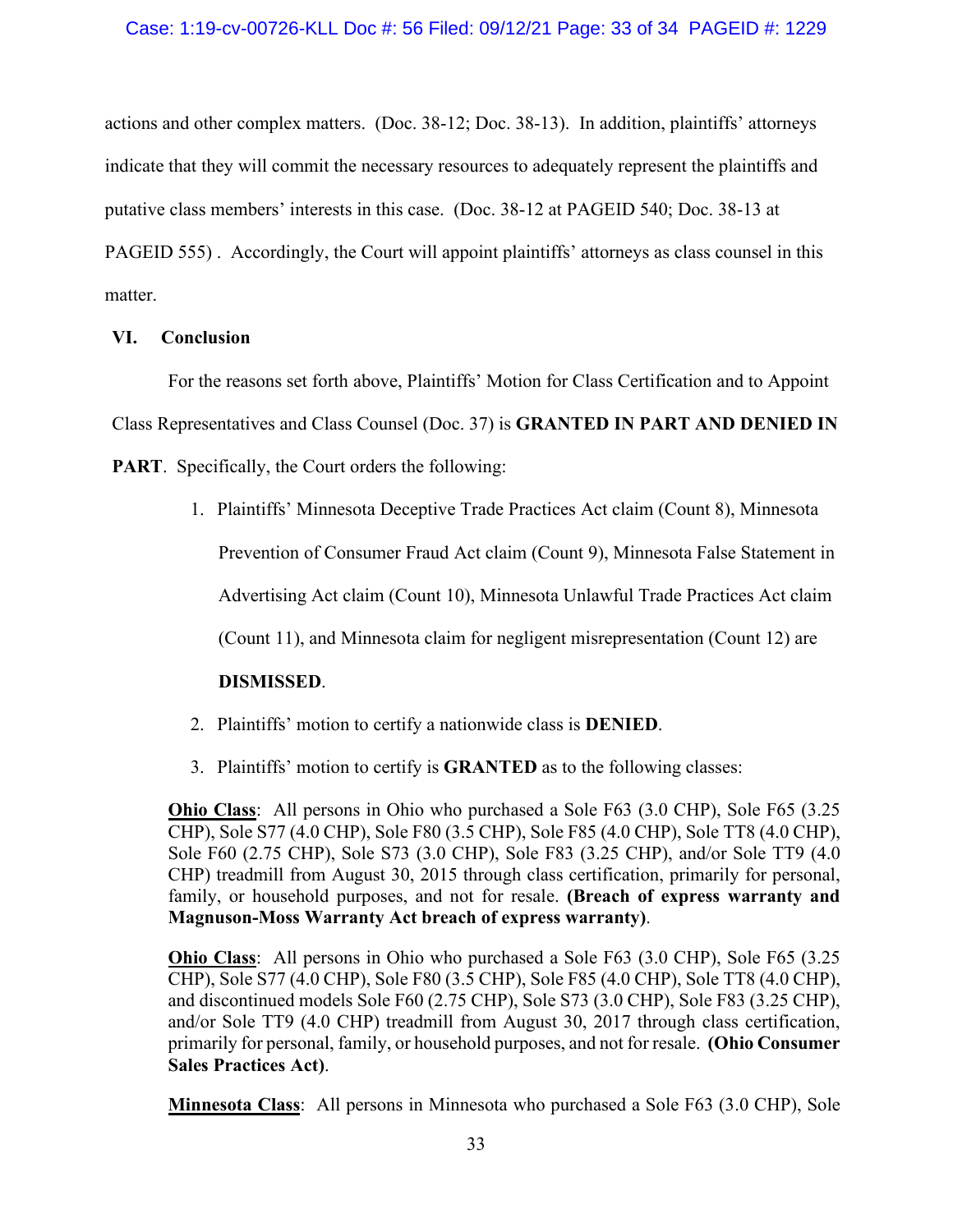actions and other complex matters. (Doc. 38-12; Doc. 38-13). In addition, plaintiffs' attorneys indicate that they will commit the necessary resources to adequately represent the plaintiffs and putative class members' interests in this case. (Doc. 38-12 at PAGEID 540; Doc. 38-13 at PAGEID 555) . Accordingly, the Court will appoint plaintiffs' attorneys as class counsel in this matter.

## VI. Conclusion

For the reasons set forth above, Plaintiffs' Motion for Class Certification and to Appoint Class Representatives and Class Counsel (Doc. 37) is **GRANTED IN PART AND DENIED IN PART**. Specifically, the Court orders the following:

1. Plaintiffs' Minnesota Deceptive Trade Practices Act claim (Count 8), Minnesota Prevention of Consumer Fraud Act claim (Count 9), Minnesota False Statement in Advertising Act claim (Count 10), Minnesota Unlawful Trade Practices Act claim (Count 11), and Minnesota claim for negligent misrepresentation (Count 12) are **DISMISSED**.
2. Plaintiffs' motion to certify a nationwide class is **DENIED**.
3. Plaintiffs' motion to certify is **GRANTED** as to the following classes:

**<u>Ohio Class</u>**: All persons in Ohio who purchased a Sole F63 (3.0 CHP), Sole F65 (3.25 CHP), Sole S77 (4.0 CHP), Sole F80 (3.5 CHP), Sole F85 (4.0 CHP), Sole TT8 (4.0 CHP), Sole F60 (2.75 CHP), Sole S73 (3.0 CHP), Sole F83 (3.25 CHP), and/or Sole TT9 (4.0 CHP) treadmill from August 30, 2015 through class certification, primarily for personal, family, or household purposes, and not for resale. **(Breach of express warranty and Magnuson-Moss Warranty Act breach of express warranty)**.

**<u>Ohio Class</u>**: All persons in Ohio who purchased a Sole F63 (3.0 CHP), Sole F65 (3.25 CHP), Sole S77 (4.0 CHP), Sole F80 (3.5 CHP), Sole F85 (4.0 CHP), Sole TT8 (4.0 CHP), and discontinued models Sole F60 (2.75 CHP), Sole S73 (3.0 CHP), Sole F83 (3.25 CHP), and/or Sole TT9 (4.0 CHP) treadmill from August 30, 2017 through class certification, primarily for personal, family, or household purposes, and not for resale. **(Ohio Consumer Sales Practices Act)**.

**<u>Minnesota Class</u>**: All persons in Minnesota who purchased a Sole F63 (3.0 CHP), Sole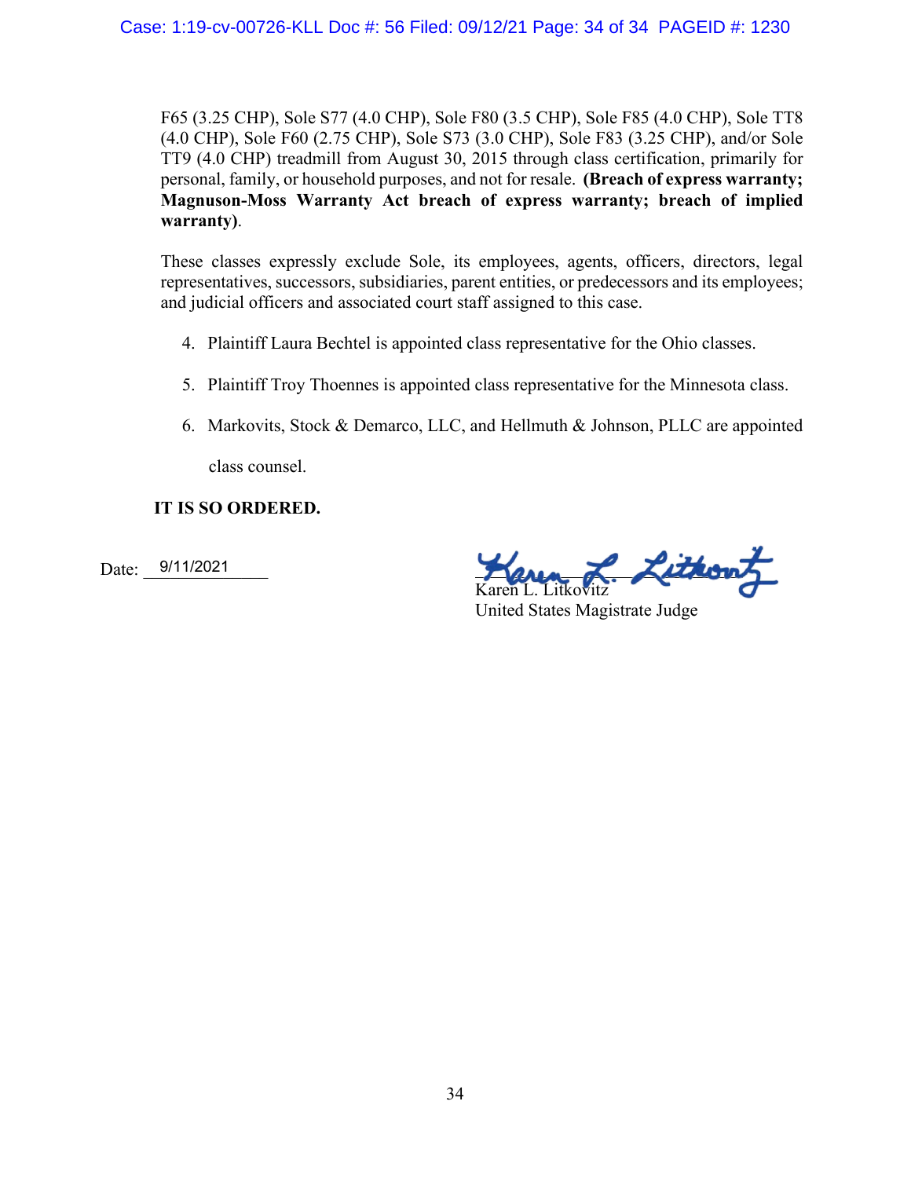F65 (3.25 CHP), Sole S77 (4.0 CHP), Sole F80 (3.5 CHP), Sole F85 (4.0 CHP), Sole TT8 (4.0 CHP), Sole F60 (2.75 CHP), Sole S73 (3.0 CHP), Sole F83 (3.25 CHP), and/or Sole TT9 (4.0 CHP) treadmill from August 30, 2015 through class certification, primarily for personal, family, or household purposes, and not for resale. **(Breach of express warranty; Magnuson-Moss Warranty Act breach of express warranty; breach of implied warranty)**.

These classes expressly exclude Sole, its employees, agents, officers, directors, legal representatives, successors, subsidiaries, parent entities, or predecessors and its employees; and judicial officers and associated court staff assigned to this case.

4. Plaintiff Laura Bechtel is appointed class representative for the Ohio classes.

5. Plaintiff Troy Thoennes is appointed class representative for the Minnesota class.

6. Markovits, Stock & Demarco, LLC, and Hellmuth & Johnson, PLLC are appointed class counsel.

**IT IS SO ORDERED.**

Date: 9/11/2021

Karen L. Litkovitz
United States Magistrate Judge